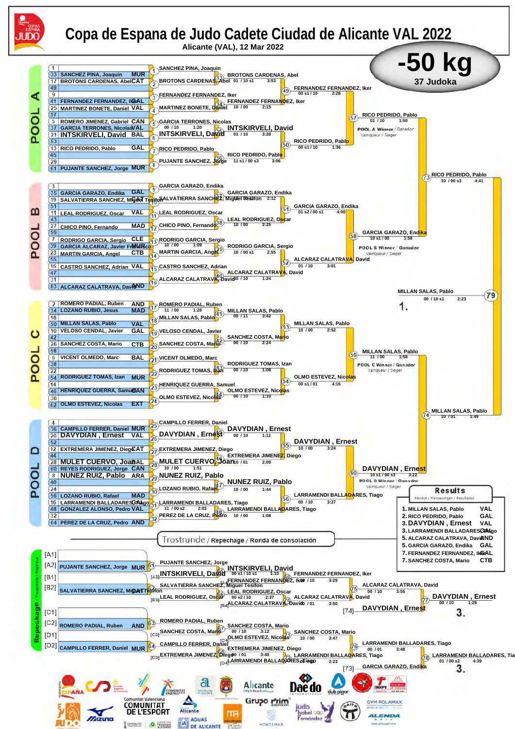# Copa de Espana de Judo Cadete Ciudad de Alicante VAL 2022

Alicante (VAL), 12 Mar 2022

## -50 kg

37 Judoka

### POOL A

| Seed | Name | Club |
|---|---|---|
| 1 | | |
| 33 | SANCHEZ PINA, Joaquin | MUR |
| 17 | BROTONS CARDENAS, Abel | CAT |
| 49 | | |
| 9 | | |
| 41 | FERNANDEZ FERNANDEZ, Iker | GAL |
| 25 | MARTINEZ BONETE, Daniel | VAL |
| 57 | | |
| 5 | ROMERO JIMENEZ, Gabriel | CAN |
| 37 | GARCIA TERRONES, Nicolas | VAL |
| 21 | INTSKIRVELI, David | BAL |
| 53 | | |
| 13 | RICO PEDRIDO, Pablo | GAL |
| 45 | | |
| 29 | | |
| 61 | PUJANTE SANCHEZ, Jorge | MUR |

- (1) SANCHEZ PINA, Joaquin
- (2) BROTONS CARDENAS, Abel
- (3) FERNANDEZ FERNANDEZ, Iker
- (4) MARTINEZ BONETE, Daniel
- (5) GARCIA TERRONES, Nicolas — 00 / 10, 1:20
- (6) INTSKIRVELI, David
- (7) RICO PEDRIDO, Pablo
- (8) PUJANTE SANCHEZ, Jorge
- (33) BROTONS CARDENAS, Abel — 01 / 10 s1, 3:53
- (34) FERNANDEZ FERNANDEZ, Iker — 10 / 00, 2:15
- (35) INTSKIRVELI, David — 01 / 10, 3:28
- (36) RICO PEDRIDO, Pablo — 11 s1 / 00 s3, 3:06
- (49) FERNANDEZ FERNANDEZ, Iker — 00 s1 / 10, 2:28
- (50) RICO PEDRIDO, Pablo — 00 s1 / 10, 1:36
- (57) RICO PEDRIDO, Pablo — 01 / 10, 1:50

POOL A Winner / Ganador / Vainqueur / Sieger

### POOL B

| Seed | Name | Club |
|---|---|---|
| 3 | | |
| 35 | GARCIA GARAZO, Endika | GAL |
| 19 | SALVATIERRA SANCHEZ, Miguel Tesifon | CAT |
| 51 | | |
| 11 | LEAL RODRIGUEZ, Oscar | VAL |
| 43 | | |
| 27 | CHICO PINO, Fernando | MAD |
| 59 | | |
| 7 | RODRIGO GARCIA, Sergio | CLE |
| 39 | GARCIA ALCARAZ, Javier Francisco | MUR |
| 23 | MARTIN GARCIA, Angel | CTB |
| 55 | | |
| 15 | CASTRO SANCHEZ, Adrian | VAL |
| 47 | | |
| 31 | | |
| 63 | ALCARAZ CALATRAVA, David | AND |

- (9) GARCIA GARAZO, Endika
- (10) SALVATIERRA SANCHEZ, Miguel Tesifon
- (11) LEAL RODRIGUEZ, Oscar
- (12) CHICO PINO, Fernando
- (13) RODRIGO GARCIA, Sergio — 10 / 00, 1:09
- (14) MARTIN GARCIA, Angel
- (15) CASTRO SANCHEZ, Adrian
- (16) ALCARAZ CALATRAVA, David
- (37) GARCIA GARAZO, Endika — 2:12
- (38) LEAL RODRIGUEZ, Oscar — 10 / 00, 2:25
- (39) RODRIGO GARCIA, Sergio — 10 / 00 s1, 2:55
- (40) ALCARAZ CALATRAVA, David — 00 / 10, 1:24
- (51) GARCIA GARAZO, Endika — 01 s2 / 00 s1, 4:00
- (52) ALCARAZ CALATRAVA, David — 01 / 10, 3:01
- (58) GARCIA GARAZO, Endika — 10 s1 / 00, 1:58

POOL B Winner / Ganador / Vainqueur / Sieger

- (73) RICO PEDRIDO, Pablo — 10 / 00 s3, 4:41

### POOL C

| Seed | Name | Club |
|---|---|---|
| 2 | ROMERO PADIAL, Ruben | AND |
| 34 | LOZANO RUBIO, Jesus | MAD |
| 18 | | |
| 50 | MILLAN SALAS, Pablo | VAL |
| 10 | VELOSO CENDAL, Javier | GAL |
| 42 | | |
| 26 | SANCHEZ COSTA, Mario | CTB |
| 58 | | |
| 6 | VICENT OLMEDO, Marc | BAL |
| 38 | | |
| 22 | | |
| 54 | RODRIGUEZ TOMAS, Izan | MUR |
| 14 | | |
| 46 | HENRIQUEZ GUERRA, Samuel | CAN |
| 30 | | |
| 62 | OLMO ESTEVEZ, Nicolas | EXT |

- (17) ROMERO PADIAL, Ruben — 11 / 00, 1:28
- (18) MILLAN SALAS, Pablo
- (19) VELOSO CENDAL, Javier
- (20) SANCHEZ COSTA, Mario
- (21) VICENT OLMEDO, Marc
- (22) RODRIGUEZ TOMAS, Izan
- (23) HENRIQUEZ GUERRA, Samuel
- (24) OLMO ESTEVEZ, Nicolas
- (41) MILLAN SALAS, Pablo — 00 / 11, 3:42
- (42) SANCHEZ COSTA, Mario — 00 / 10, 2:24
- (43) RODRIGUEZ TOMAS, Izan — 00 / 10, 1:08
- (44) OLMO ESTEVEZ, Nicolas — 00 / 10, 1:10
- (53) MILLAN SALAS, Pablo — 10 / 00, 2:52
- (54) OLMO ESTEVEZ, Nicolas — 00 s1 / 01, 4:16
- (59) MILLAN SALAS, Pablo — 11 / 00, 1:58

POOL C Winner / Ganador / Vainqueur / Sieger

- (79) MILLAN SALAS, Pablo — 00 / 10 s1, 2:23 — **1.**

### POOL D

| Seed | Name | Club |
|---|---|---|
| 4 | | |
| 36 | CAMPILLO FERRER, Daniel | MUR |
| 20 | DAVYDIAN , Ernest | VAL |
| 52 | | |
| 12 | EXTREMERA JIMENEZ, Diego | CAT |
| 44 | | |
| 28 | MULET CUERVO, Joan | BAL |
| 60 | REYES RODRIGUEZ, Jorge | CAN |
| 8 | NUNEZ RUIZ, Pablo | ARA |
| 40 | | |
| 24 | | |
| 56 | LOZANO RUBIO, Rafael | MAD |
| 16 | LARRAMENDI BALLADARES, Tiago | GAL |
| 48 | GONZALEZ ALONSO, Pedro | VAL |
| 32 | | |
| 64 | PEREZ DE LA CRUZ, Pedro | AND |

- (25) CAMPILLO FERRER, Daniel
- (26) DAVYDIAN , Ernest
- (27) EXTREMERA JIMENEZ, Diego
- (28) MULET CUERVO, Joan — 10 / 00, 1:51
- (29) NUNEZ RUIZ, Pablo
- (30) LOZANO RUBIO, Rafael
- (31) LARRAMENDI BALLADARES, Tiago — 11 / 00 s2, 2:03
- (32) PEREZ DE LA CRUZ, Pedro
- (45) DAVYDIAN , Ernest — 00 / 10, 1:11
- (46) EXTREMERA JIMENEZ, Diego — 10 / 01, 2:09
- (47) NUNEZ RUIZ, Pablo — 10 / 00, 1:44
- (48) LARRAMENDI BALLADARES, Tiago — 10 / 00, 1:08
- (55) DAVYDIAN , Ernest — 10 / 00, 3:24
- (56) LARRAMENDI BALLADARES, Tiago — 00 / 10, 3:27
- (60) DAVYDIAN , Ernest — 10 s1 / 00 s3, 3:22

POOL D Winner / Ganador / Vainqueur / Sieger

- (74) MILLAN SALAS, Pablo — 10 / 01, 1:49

### Trostrunde / Repechage / Ronda de consolación

| Pos | Name | Club |
|---|---|---|
| [A1] | | |
| [A2] | PUJANTE SANCHEZ, Jorge | MUR |
| [B1] | | |
| [B2] | SALVATIERRA SANCHEZ, Miguel Tesifon | CAT |
| [C1] | | |
| [C2] | ROMERO PADIAL, Ruben | AND |
| [D1] | | |
| [D2] | CAMPILLO FERRER, Daniel | MUR |

- (61) PUJANTE SANCHEZ, Jorge / [A3] INTSKIRVELI, David
- (65) INTSKIRVELI, David — 00 s1 / 10 s1, 1:10
- (62) SALVATIERRA SANCHEZ, Miguel Tesifon / [B3] LEAL RODRIGUEZ, Oscar
- (66) LEAL RODRIGUEZ, Oscar — 00 s2 / 10, 2:37
- (69) FERNANDEZ FERNANDEZ, Iker — [A4] FERNANDEZ FERNANDEZ, Iker — 00 / 10, 3:29
- (70) ALCARAZ CALATRAVA, David — [B4] ALCARAZ CALATRAVA, David — 00 / 01, 3:50
- (75) ALCARAZ CALATRAVA, David — 00 / 10, 3:55
- (77) DAVYDIAN , Ernest — 00 / 10, 1:29 — [74] DAVYDIAN , Ernest — **3.**
- (63) ROMERO PADIAL, Ruben / [C3] SANCHEZ COSTA, Mario
- (67) SANCHEZ COSTA, Mario — 00 / 10, 3:12
- (64) CAMPILLO FERRER, Daniel / [D3] EXTREMERA JIMENEZ, Diego
- (68) EXTREMERA JIMENEZ, Diego — 00 / 01, 3:40
- (71) SANCHEZ COSTA, Mario — [C4] OLMO ESTEVEZ, Nicolas — 10 / 00, 3:47
- (72) LARRAMENDI BALLADARES, Tiago — [D4] LARRAMENDI BALLADARES, Tiago — 00 / 10, 2:23
- (76) LARRAMENDI BALLADARES, Tiago — 00 / 01, 3:48
- (78) LARRAMENDI BALLADARES, Tiago — 01 / 00 s2, 4:39 — [73] GARCIA GARAZO, Endika — **3.**

### Results

Résultat / Platzierungen / Resultados

| Place | Name | Club |
|---|---|---|
| 1. | MILLAN SALAS, Pablo | VAL |
| 2. | RICO PEDRIDO, Pablo | GAL |
| 3. | DAVYDIAN , Ernest | VAL |
| 3. | LARRAMENDI BALLADARES, Tiago | GAL |
| 5. | ALCARAZ CALATRAVA, David | AND |
| 5. | GARCIA GARAZO, Endika | GAL |
| 7. | FERNANDEZ FERNANDEZ, Iker | GAL |
| 7. | SANCHEZ COSTA, Mario | CTB |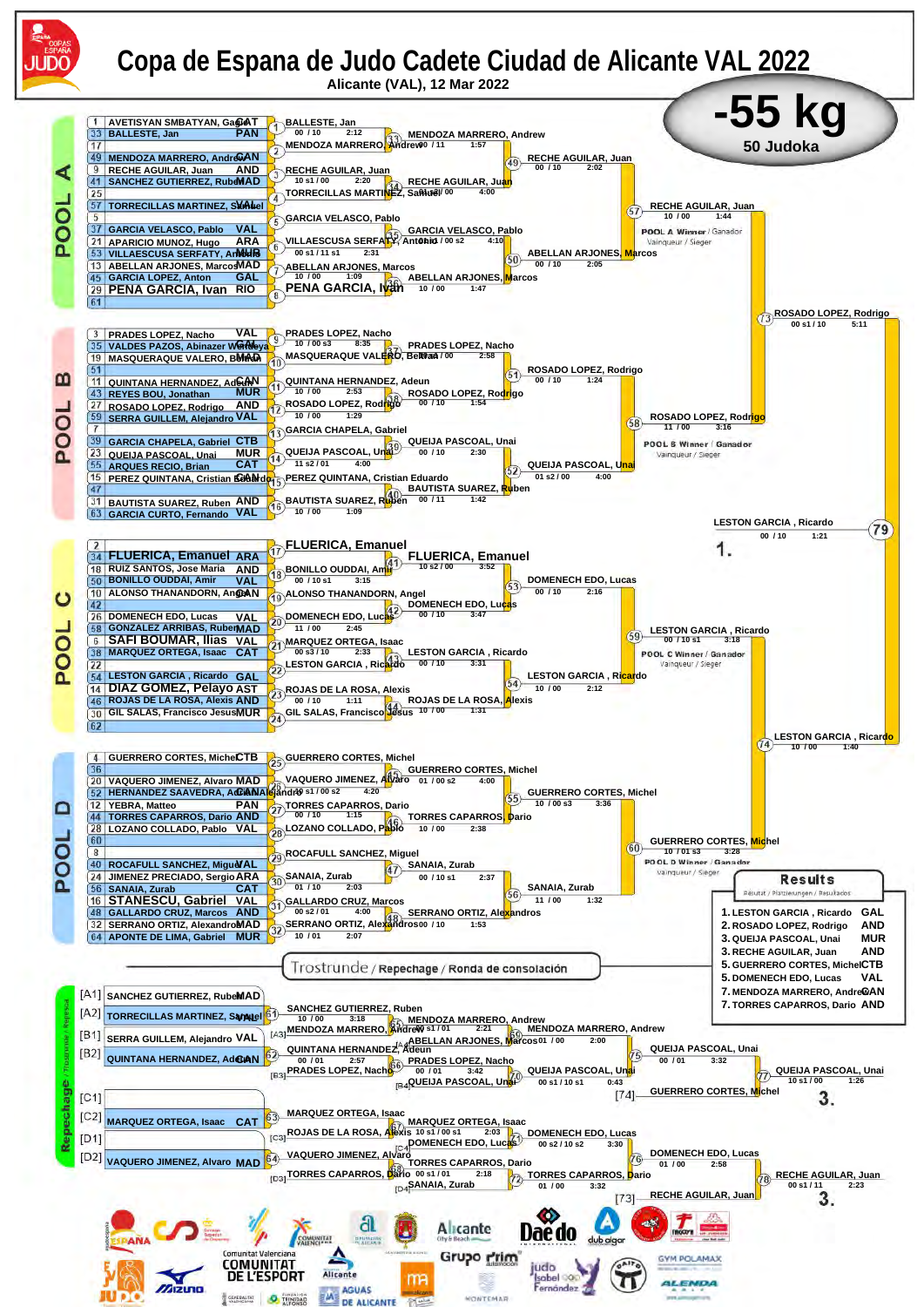# Copa de Espana de Judo Cadete Ciudad de Alicante VAL 2022

Alicante (VAL), 12 Mar 2022

## -55 kg

50 Judoka

### POOL A

| No. | Name | Club |
|---|---|---|
| 1 | AVETISYAN SMBATYAN, Gagik | CAT |
| 33 | BALLESTE, Jan | PAN |
| 17 | | |
| 49 | MENDOZA MARRERO, Andrew | CAN |
| 9 | RECHE AGUILAR, Juan | AND |
| 41 | SANCHEZ GUTIERREZ, Ruben | MAD |
| 25 | | |
| 57 | TORRECILLAS MARTINEZ, Samuel | VAL |
| 5 | | |
| 37 | GARCIA VELASCO, Pablo | VAL |
| 21 | APARICIO MUNOZ, Hugo | ARA |
| 53 | VILLAESCUSA SERFATY, Antonio | MUR |
| 13 | ABELLAN ARJONES, Marcos | MAD |
| 45 | GARCIA LOPEZ, Anton | GAL |
| 29 | PENA GARCIA, Ivan | RIO |
| 61 | | |

- (1) BALLESTE, Jan — 00 / 10 — 2:12
- (2) MENDOZA MARRERO, Andrew
- (3) RECHE AGUILAR, Juan — 10 s1 / 00 — 2:20
- (4) TORRECILLAS MARTINEZ, Samuel
- (5) GARCIA VELASCO, Pablo
- (6) VILLAESCUSA SERFATY, Antonio — 00 s1 / 11 s1 — 2:31
- (7) ABELLAN ARJONES, Marcos — 10 / 00 — 1:09
- (8) PENA GARCIA, Ivan
- (33) MENDOZA MARRERO, Andrew — 00 / 11 — 1:57
- (34) RECHE AGUILAR, Juan — 10 s1 / 00 — 4:00
- (35) GARCIA VELASCO, Pablo — 10 / 00 s2 — 4:10
- (36) ABELLAN ARJONES, Marcos — 10 / 00 — 1:47
- (49) RECHE AGUILAR, Juan — 00 / 10 — 2:02
- (50) ABELLAN ARJONES, Marcos — 00 / 10 — 2:05
- (57) RECHE AGUILAR, Juan — 10 / 00 — 1:44 — POOL A Winner / Ganador / Vainqueur / Sieger

### POOL B

| No. | Name | Club |
|---|---|---|
| 3 | PRADES LOPEZ, Nacho | VAL |
| 35 | VALDES PAZOS, Abinazer Wendeya | |
| 19 | MASQUERAQUE VALERO, Beltran | MAD |
| 51 | | |
| 11 | QUINTANA HERNANDEZ, Adeun | CAN |
| 43 | REYES BOU, Jonathan | MUR |
| 27 | ROSADO LOPEZ, Rodrigo | AND |
| 59 | SERRA GUILLEM, Alejandro | VAL |
| 7 | | |
| 39 | GARCIA CHAPELA, Gabriel | CTB |
| 23 | QUEIJA PASCOAL, Unai | MUR |
| 55 | ARQUES RECIO, Brian | CAT |
| 15 | PEREZ QUINTANA, Cristian Eduardo | CAN |
| 47 | | |
| 31 | BAUTISTA SUAREZ, Ruben | AND |
| 63 | GARCIA CURTO, Fernando | VAL |

- (9) PRADES LOPEZ, Nacho — 10 / 00 s3 — 8:35
- (10) MASQUERAQUE VALERO, Beltran
- (11) QUINTANA HERNANDEZ, Adeun — 10 / 00 — 2:53
- (12) ROSADO LOPEZ, Rodrigo — 10 / 00 — 1:29
- (13) GARCIA CHAPELA, Gabriel
- (14) QUEIJA PASCOAL, Unai — 11 s2 / 01 — 4:00
- (15) PEREZ QUINTANA, Cristian Eduardo
- (16) BAUTISTA SUAREZ, Ruben — 10 / 00 — 1:09
- (37) PRADES LOPEZ, Nacho — 10 / 00 — 2:58
- (38) ROSADO LOPEZ, Rodrigo — 00 / 10 — 1:54
- (39) QUEIJA PASCOAL, Unai — 00 / 10 — 2:30
- (40) BAUTISTA SUAREZ, Ruben — 00 / 11 — 1:42
- (51) ROSADO LOPEZ, Rodrigo — 00 / 10 — 1:24
- (52) QUEIJA PASCOAL, Unai — 01 s2 / 00 — 4:00
- (58) ROSADO LOPEZ, Rodrigo — 11 / 00 — 3:16 — POOL B Winner / Ganador / Vainqueur / Sieger
- (73) ROSADO LOPEZ, Rodrigo — 00 s1 / 10 — 5:11

### POOL C

| No. | Name | Club |
|---|---|---|
| 2 | | |
| 34 | FLUERICA, Emanuel | ARA |
| 18 | RUIZ SANTOS, Jose Maria | AND |
| 50 | BONILLO OUDDAI, Amir | VAL |
| 10 | ALONSO THANANDORN, Angel | CAN |
| 42 | | |
| 26 | DOMENECH EDO, Lucas | VAL |
| 58 | GONZALEZ ARRIBAS, Ruben | MAD |
| 6 | SAFI BOUMAR, Ilias | VAL |
| 38 | MARQUEZ ORTEGA, Isaac | CAT |
| 22 | | |
| 54 | LESTON GARCIA , Ricardo | GAL |
| 14 | DIAZ GOMEZ, Pelayo | AST |
| 46 | ROJAS DE LA ROSA, Alexis | AND |
| 30 | GIL SALAS, Francisco Jesus | MUR |
| 62 | | |

- (17) FLUERICA, Emanuel
- (18) BONILLO OUDDAI, Amir — 00 / 10 s1 — 3:15
- (19) ALONSO THANANDORN, Angel
- (20) DOMENECH EDO, Lucas — 11 / 00 — 2:45
- (21) MARQUEZ ORTEGA, Isaac — 00 s3 / 10 — 2:33
- (22) LESTON GARCIA , Ricardo
- (23) ROJAS DE LA ROSA, Alexis — 00 / 10 — 1:11
- (24) GIL SALAS, Francisco Jesus
- (41) FLUERICA, Emanuel — 10 s2 / 00 — 3:52
- (42) DOMENECH EDO, Lucas — 00 / 10 — 3:47
- (43) LESTON GARCIA , Ricardo — 00 / 10 — 3:31
- (44) ROJAS DE LA ROSA, Alexis — 10 / 00 — 1:31
- (53) DOMENECH EDO, Lucas — 00 / 10 — 2:16
- (54) LESTON GARCIA , Ricardo — 10 / 00 — 2:12
- (59) LESTON GARCIA , Ricardo — 00 / 10 s1 — 3:18 — POOL C Winner / Ganador / Vainqueur / Sieger

### POOL D

| No. | Name | Club |
|---|---|---|
| 4 | GUERRERO CORTES, Michel | CTB |
| 36 | | |
| 20 | VAQUERO JIMENEZ, Alvaro | MAD |
| 52 | HERNANDEZ SAAVEDRA, Adan Alejandro | CAN |
| 12 | YEBRA, Matteo | PAN |
| 44 | TORRES CAPARROS, Dario | AND |
| 28 | LOZANO COLLADO, Pablo | VAL |
| 60 | | |
| 8 | | |
| 40 | ROCAFULL SANCHEZ, Miguel | VAL |
| 24 | JIMENEZ PRECIADO, Sergio | ARA |
| 56 | SANAIA, Zurab | CAT |
| 16 | STANESCU, Gabriel | VAL |
| 48 | GALLARDO CRUZ, Marcos | AND |
| 32 | SERRANO ORTIZ, Alexandros | MAD |
| 64 | APONTE DE LIMA, Gabriel | MUR |

- (25) GUERRERO CORTES, Michel
- (26) VAQUERO JIMENEZ, Alvaro — 10 s1 / 00 s2 — 4:20
- (27) TORRES CAPARROS, Dario — 00 / 10 — 1:15
- (28) LOZANO COLLADO, Pablo
- (29) ROCAFULL SANCHEZ, Miguel
- (30) SANAIA, Zurab — 01 / 10 — 2:03
- (31) GALLARDO CRUZ, Marcos — 00 s2 / 01 — 4:00
- (32) SERRANO ORTIZ, Alexandros — 10 / 01 — 2:07
- (45) GUERRERO CORTES, Michel — 01 / 00 s2 — 4:00
- (46) TORRES CAPARROS, Dario — 10 / 00 — 2:38
- (47) SANAIA, Zurab — 00 / 10 s1 — 2:37
- (48) SERRANO ORTIZ, Alexandros — 00 / 10 — 1:53
- (55) GUERRERO CORTES, Michel — 10 / 00 s3 — 3:36
- (56) SANAIA, Zurab — 11 / 00 — 1:32
- (60) GUERRERO CORTES, Michel — 10 / 01 s3 — 3:28 — POOL D Winner / Ganador / Vainqueur / Sieger
- (74) LESTON GARCIA , Ricardo — 10 / 00 — 1:40

### Final

- (79) LESTON GARCIA , Ricardo — 00 / 10 — 1:21 — 1.

### Trostrunde / Repechage / Ronda de consolación

| | Name | Club |
|---|---|---|
| [A1] | SANCHEZ GUTIERREZ, Ruben | MAD |
| [A2] | TORRECILLAS MARTINEZ, Samuel | VAL |
| [B1] | SERRA GUILLEM, Alejandro | VAL |
| [B2] | QUINTANA HERNANDEZ, Adeun | CAN |
| [C1] | | |
| [C2] | MARQUEZ ORTEGA, Isaac | CAT |
| [D1] | | |
| [D2] | VAQUERO JIMENEZ, Alvaro | MAD |

- (61) SANCHEZ GUTIERREZ, Ruben — 10 / 00 — 3:18
- (62) QUINTANA HERNANDEZ, Adeun — 00 / 01 — 2:57
- (63) MARQUEZ ORTEGA, Isaac
- (64) VAQUERO JIMENEZ, Alvaro
- (65) MENDOZA MARRERO, Andrew — 00 s1 / 01 — 2:21 ([A3] MENDOZA MARRERO, Andrew)
- (66) PRADES LOPEZ, Nacho — 00 / 01 — 3:42 ([B3] PRADES LOPEZ, Nacho)
- (67) MARQUEZ ORTEGA, Isaac — 10 s1 / 00 s1 — 2:03 ([C3] ROJAS DE LA ROSA, Alexis)
- (68) TORRES CAPARROS, Dario — 00 s1 / 01 — 2:18 ([D3] TORRES CAPARROS, Dario)
- (69) MENDOZA MARRERO, Andrew — 01 / 00 — 2:00 ([A4] ABELLAN ARJONES, Marcos)
- (70) QUEIJA PASCOAL, Unai — 00 s1 / 10 s1 — 0:43 ([B4] QUEIJA PASCOAL, Unai)
- (71) DOMENECH EDO, Lucas — 00 s2 / 10 s2 — 3:30 ([C4] DOMENECH EDO, Lucas)
- (72) TORRES CAPARROS, Dario — 01 / 00 — 3:32 ([D4] SANAIA, Zurab)
- (75) QUEIJA PASCOAL, Unai — 00 / 01 — 3:32
- (76) DOMENECH EDO, Lucas — 01 / 00 — 2:58
- (77) QUEIJA PASCOAL, Unai — 10 s1 / 00 — 1:26 — [74] GUERRERO CORTES, Michel — 3.
- (78) RECHE AGUILAR, Juan — 00 s1 / 11 — 2:23 — [73] RECHE AGUILAR, Juan — 3.

### Results

Résultat / Platzierungen / Resultados

| Place | Name | Club |
|---|---|---|
| 1. | LESTON GARCIA , Ricardo | GAL |
| 2. | ROSADO LOPEZ, Rodrigo | AND |
| 3. | QUEIJA PASCOAL, Unai | MUR |
| 3. | RECHE AGUILAR, Juan | AND |
| 5. | GUERRERO CORTES, Michel | CTB |
| 5. | DOMENECH EDO, Lucas | VAL |
| 7. | MENDOZA MARRERO, Andrew | CAN |
| 7. | TORRES CAPARROS, Dario | AND |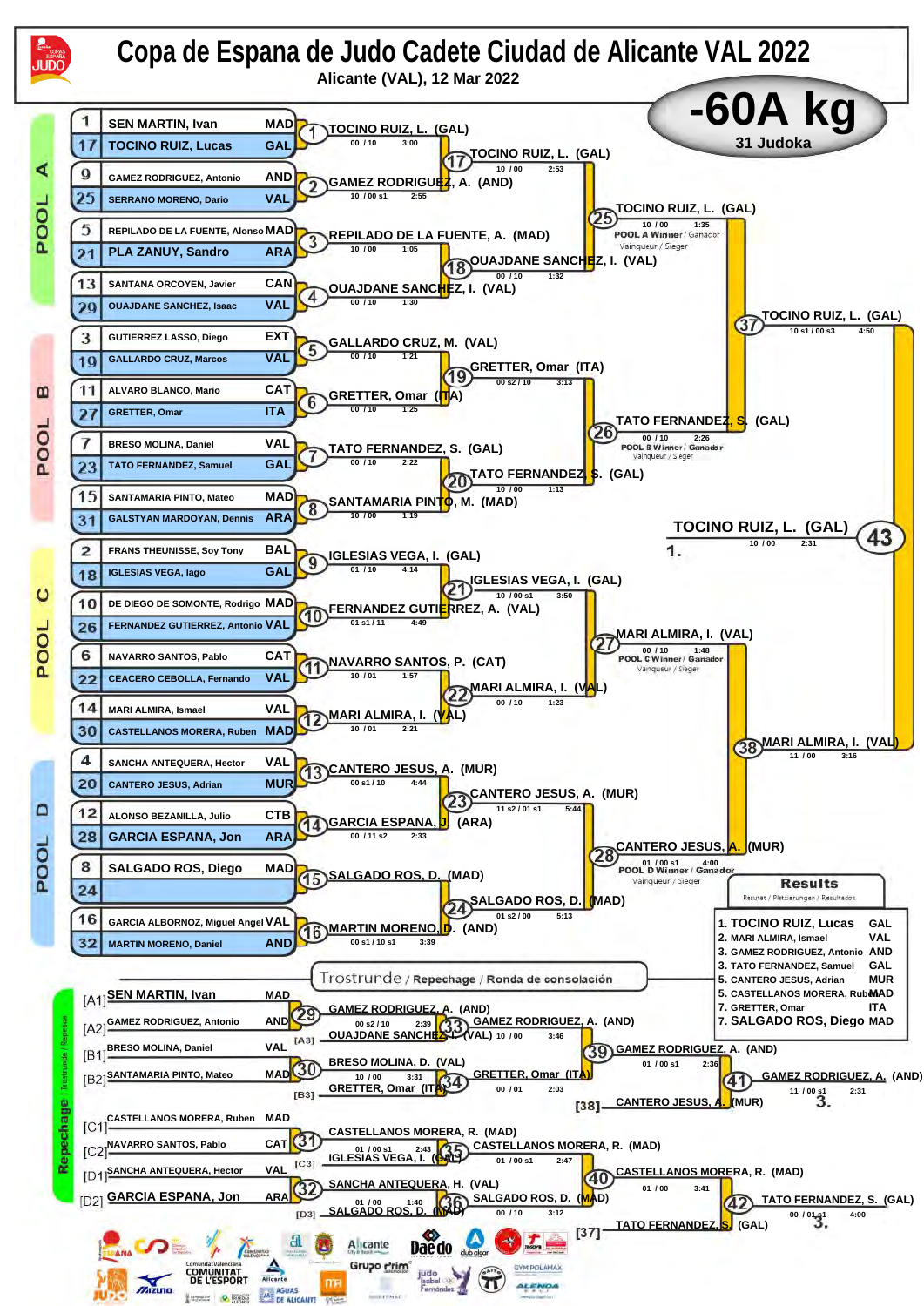# Copa de Espana de Judo Cadete Ciudad de Alicante VAL 2022

Alicante (VAL), 12 Mar 2022

## -60A kg

31 Judoka

### POOL A

| # | Name | Team |
|---|---|---|
| 1 | SEN MARTIN, Ivan | MAD |
| 17 | TOCINO RUIZ, Lucas | GAL |
| 9 | GAMEZ RODRIGUEZ, Antonio | AND |
| 25 | SERRANO MORENO, Dario | VAL |
| 5 | REPILADO DE LA FUENTE, Alonso | MAD |
| 21 | PLA ZANUY, Sandro | ARA |
| 13 | SANTANA ORCOYEN, Javier | CAN |
| 29 | OUAJDANE SANCHEZ, Isaac | VAL |

- (1) TOCINO RUIZ, L. (GAL) 00 / 10 3:00
- (2) GAMEZ RODRIGUEZ, A. (AND) 10 / 00 s1 2:55
- (3) REPILADO DE LA FUENTE, A. (MAD) 10 / 00 1:05
- (4) OUAJDANE SANCHEZ, I. (VAL) 00 / 10 1:30
- (17) TOCINO RUIZ, L. (GAL) 10 / 00 2:53
- (18) OUAJDANE SANCHEZ, I. (VAL) 00 / 10 1:32
- (25) TOCINO RUIZ, L. (GAL) 10 / 00 1:35 — POOL A Winner / Ganador / Vainqueur / Sieger

### POOL B

| # | Name | Team |
|---|---|---|
| 3 | GUTIERREZ LASSO, Diego | EXT |
| 19 | GALLARDO CRUZ, Marcos | VAL |
| 11 | ALVARO BLANCO, Mario | CAT |
| 27 | GRETTER, Omar | ITA |
| 7 | BRESO MOLINA, Daniel | VAL |
| 23 | TATO FERNANDEZ, Samuel | GAL |
| 15 | SANTAMARIA PINTO, Mateo | MAD |
| 31 | GALSTYAN MARDOYAN, Dennis | ARA |

- (5) GALLARDO CRUZ, M. (VAL) 00 / 10 1:21
- (6) GRETTER, Omar (ITA) 00 / 10 1:25
- (7) TATO FERNANDEZ, S. (GAL) 00 / 10 2:22
- (8) SANTAMARIA PINTO, M. (MAD) 10 / 00 1:19
- (19) GRETTER, Omar (ITA) 00 s2 / 10 3:13
- (20) TATO FERNANDEZ, S. (GAL) 10 / 00 1:13
- (26) TATO FERNANDEZ, S. (GAL) 00 / 10 2:26 — POOL B Winner / Ganador / Vainqueur / Sieger

### POOL C

| # | Name | Team |
|---|---|---|
| 2 | FRANS THEUNISSE, Soy Tony | BAL |
| 18 | IGLESIAS VEGA, Iago | GAL |
| 10 | DE DIEGO DE SOMONTE, Rodrigo | MAD |
| 26 | FERNANDEZ GUTIERREZ, Antonio | VAL |
| 6 | NAVARRO SANTOS, Pablo | CAT |
| 22 | CEACERO CEBOLLA, Fernando | VAL |
| 14 | MARI ALMIRA, Ismael | VAL |
| 30 | CASTELLANOS MORERA, Ruben | MAD |

- (9) IGLESIAS VEGA, I. (GAL) 01 / 10 4:14
- (10) FERNANDEZ GUTIERREZ, A. (VAL) 01 s1 / 11 4:49
- (11) NAVARRO SANTOS, P. (CAT) 10 / 01 1:57
- (12) MARI ALMIRA, I. (VAL) 10 / 01 2:21
- (21) IGLESIAS VEGA, I. (GAL) 10 / 00 s1 3:50
- (22) MARI ALMIRA, I. (VAL) 00 / 10 1:23
- (27) MARI ALMIRA, I. (VAL) 00 / 10 1:48 — POOL C Winner / Ganador / Vainqueur / Sieger

### POOL D

| # | Name | Team |
|---|---|---|
| 4 | SANCHA ANTEQUERA, Hector | VAL |
| 20 | CANTERO JESUS, Adrian | MUR |
| 12 | ALONSO BEZANILLA, Julio | CTB |
| 28 | GARCIA ESPANA, Jon | ARA |
| 8 | SALGADO ROS, Diego | MAD |
| 24 | | |
| 16 | GARCIA ALBORNOZ, Miguel Angel | VAL |
| 32 | MARTIN MORENO, Daniel | AND |

- (13) CANTERO JESUS, A. (MUR) 00 s1 / 10 4:44
- (14) GARCIA ESPANA, J. (ARA) 00 / 11 s2 2:33
- (15) SALGADO ROS, D. (MAD)
- (16) MARTIN MORENO, D. (AND) 00 s1 / 10 s1 3:39
- (23) CANTERO JESUS, A. (MUR) 11 s2 / 01 s1 5:44
- (24) SALGADO ROS, D. (MAD) 01 s2 / 00 5:13
- (28) CANTERO JESUS, A. (MUR) 01 / 00 s1 4:00 — POOL D Winner / Ganador / Vainqueur / Sieger

### Semifinals and Final

- (37) TOCINO RUIZ, L. (GAL) 10 s1 / 00 s3 4:50
- (38) MARI ALMIRA, I. (VAL) 11 / 00 3:16
- (43) TOCINO RUIZ, L. (GAL) 10 / 00 2:31 — 1.

### Trostrunde / Repechage / Ronda de consolación

| Pos | Name | Team |
|---|---|---|
| [A1] | SEN MARTIN, Ivan | MAD |
| [A2] | GAMEZ RODRIGUEZ, Antonio | AND |
| [B1] | BRESO MOLINA, Daniel | VAL |
| [B2] | SANTAMARIA PINTO, Mateo | MAD |
| [C1] | CASTELLANOS MORERA, Ruben | MAD |
| [C2] | NAVARRO SANTOS, Pablo | CAT |
| [D1] | SANCHA ANTEQUERA, Hector | VAL |
| [D2] | GARCIA ESPANA, Jon | ARA |

- (29) GAMEZ RODRIGUEZ, A. (AND) 00 s2 / 10 2:39
- (33) GAMEZ RODRIGUEZ, A. (AND) vs [A3] OUAJDANE SANCHEZ, I. (VAL) 10 / 00 3:46
- (30) BRESO MOLINA, D. (VAL) 10 / 00 3:31
- (34) GRETTER, Omar (ITA) vs [B3] GRETTER, Omar (ITA) 00 / 01 2:03
- (39) GAMEZ RODRIGUEZ, A. (AND) 01 / 00 s1 2:36
- (41) GAMEZ RODRIGUEZ, A. (AND) vs [38] CANTERO JESUS, A. (MUR) 11 / 00 s1 2:31 — 3.
- (31) CASTELLANOS MORERA, R. (MAD) 01 / 00 s1 2:43
- (35) CASTELLANOS MORERA, R. (MAD) vs [C3] IGLESIAS VEGA, I. (GAL) 01 / 00 s1 2:47
- (32) SANCHA ANTEQUERA, H. (VAL) 01 / 00 1:40
- (36) SALGADO ROS, D. (MAD) vs [D3] SALGADO ROS, D. (MAD) 00 / 10 3:12
- (40) CASTELLANOS MORERA, R. (MAD) 01 / 00 3:41
- (42) TATO FERNANDEZ, S. (GAL) vs [37] TATO FERNANDEZ, S. (GAL) 00 / 01 s1 4:00 — 3.

### Results

Resutat / Platzierungen / Resultados

| Place | Name | Team |
|---|---|---|
| 1. | TOCINO RUIZ, Lucas | GAL |
| 2. | MARI ALMIRA, Ismael | VAL |
| 3. | GAMEZ RODRIGUEZ, Antonio | AND |
| 3. | TATO FERNANDEZ, Samuel | GAL |
| 5. | CANTERO JESUS, Adrian | MUR |
| 5. | CASTELLANOS MORERA, Ruben | MAD |
| 7. | GRETTER, Omar | ITA |
| 7. | SALGADO ROS, Diego | MAD |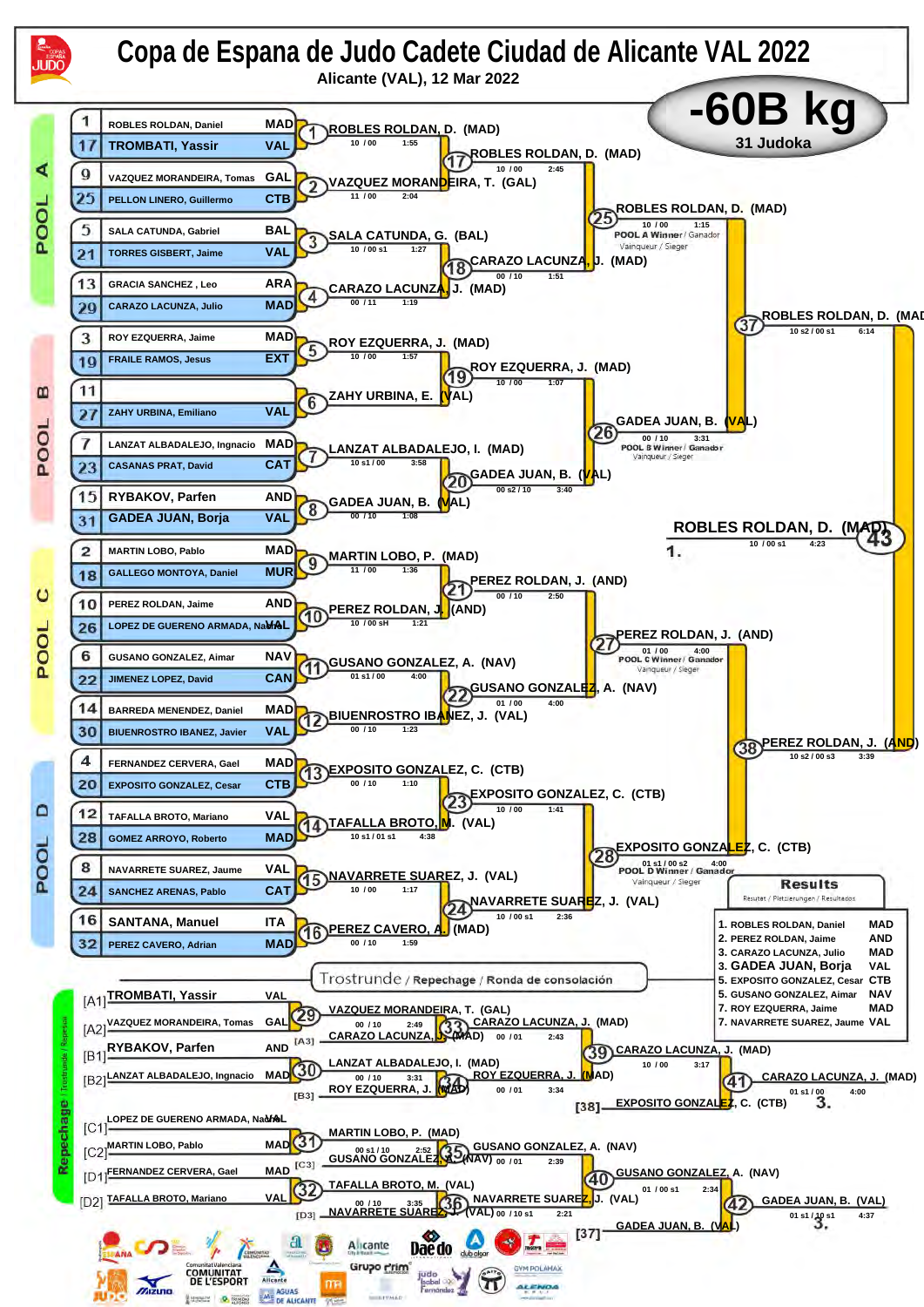# Copa de Espana de Judo Cadete Ciudad de Alicante VAL 2022

Alicante (VAL), 12 Mar 2022

## -60B kg

31 Judoka

### POOL A

| # | Name | Club |
|---|---|---|
| 1 | ROBLES ROLDAN, Daniel | MAD |
| 17 | TROMBATI, Yassir | VAL |
| 9 | VAZQUEZ MORANDEIRA, Tomas | GAL |
| 25 | PELLON LINERO, Guillermo | CTB |
| 5 | SALA CATUNDA, Gabriel | BAL |
| 21 | TORRES GISBERT, Jaime | VAL |
| 13 | GRACIA SANCHEZ, Leo | ARA |
| 29 | CARAZO LACUNZA, Julio | MAD |

- (1) ROBLES ROLDAN, D. (MAD) 10 / 00 1:55
- (2) VAZQUEZ MORANDEIRA, T. (GAL) 11 / 00 2:04
- (3) SALA CATUNDA, G. (BAL) 10 / 00 s1 1:27
- (4) CARAZO LACUNZA, J. (MAD) 00 / 11 1:19
- (17) ROBLES ROLDAN, D. (MAD) 10 / 00 2:45
- (18) CARAZO LACUNZA, J. (MAD) 00 / 10 1:51
- (25) ROBLES ROLDAN, D. (MAD) 10 / 00 1:15 — POOL A Winner / Ganador / Vainqueur / Sieger

### POOL B

| # | Name | Club |
|---|---|---|
| 3 | ROY EZQUERRA, Jaime | MAD |
| 19 | FRAILE RAMOS, Jesus | EXT |
| 11 | | |
| 27 | ZAHY URBINA, Emiliano | VAL |
| 7 | LANZAT ALBADALEJO, Ingnacio | MAD |
| 23 | CASANAS PRAT, David | CAT |
| 15 | RYBAKOV, Parfen | AND |
| 31 | GADEA JUAN, Borja | VAL |

- (5) ROY EZQUERRA, J. (MAD) 10 / 00 1:57
- (6) ZAHY URBINA, E. (VAL)
- (7) LANZAT ALBADALEJO, I. (MAD) 10 s1 / 00 3:58
- (8) GADEA JUAN, B. (VAL) 00 / 10 1:08
- (19) ROY EZQUERRA, J. (MAD) 10 / 00 1:07
- (20) GADEA JUAN, B. (VAL) 00 s2 / 10 3:40
- (26) GADEA JUAN, B. (VAL) 00 / 10 3:31 — POOL B Winner / Ganador / Vainqueur / Sieger

### POOL C

| # | Name | Club |
|---|---|---|
| 2 | MARTIN LOBO, Pablo | MAD |
| 18 | GALLEGO MONTOYA, Daniel | MUR |
| 10 | PEREZ ROLDAN, Jaime | AND |
| 26 | LOPEZ DE GUERENO ARMADA, Nahual | VAL |
| 6 | GUSANO GONZALEZ, Aimar | NAV |
| 22 | JIMENEZ LOPEZ, David | CAN |
| 14 | BARREDA MENENDEZ, Daniel | MAD |
| 30 | BIUENROSTRO IBANEZ, Javier | VAL |

- (9) MARTIN LOBO, P. (MAD) 11 / 00 1:36
- (10) PEREZ ROLDAN, J. (AND) 10 / 00 sH 1:21
- (11) GUSANO GONZALEZ, A. (NAV) 01 s1 / 00 4:00
- (12) BIUENROSTRO IBANEZ, J. (VAL) 00 / 10 1:23
- (21) PEREZ ROLDAN, J. (AND) 00 / 10 2:50
- (22) GUSANO GONZALEZ, A. (NAV) 01 / 00 4:00
- (27) PEREZ ROLDAN, J. (AND) 01 / 00 4:00 — POOL C Winner / Ganador / Vainqueur / Sieger

### POOL D

| # | Name | Club |
|---|---|---|
| 4 | FERNANDEZ CERVERA, Gael | MAD |
| 20 | EXPOSITO GONZALEZ, Cesar | CTB |
| 12 | TAFALLA BROTO, Mariano | VAL |
| 28 | GOMEZ ARROYO, Roberto | MAD |
| 8 | NAVARRETE SUAREZ, Jaume | VAL |
| 24 | SANCHEZ ARENAS, Pablo | CAT |
| 16 | SANTANA, Manuel | ITA |
| 32 | PEREZ CAVERO, Adrian | MAD |

- (13) EXPOSITO GONZALEZ, C. (CTB) 00 / 10 1:10
- (14) TAFALLA BROTO, M. (VAL) 10 s1 / 01 s1 4:38
- (15) NAVARRETE SUAREZ, J. (VAL) 10 / 00 1:17
- (16) PEREZ CAVERO, A. (MAD) 00 / 10 1:59
- (23) EXPOSITO GONZALEZ, C. (CTB) 10 / 00 1:41
- (24) NAVARRETE SUAREZ, J. (VAL) 10 / 00 s1 2:36
- (28) EXPOSITO GONZALEZ, C. (CTB) 01 s1 / 00 s2 4:00 — POOL D Winner / Ganador / Vainqueur / Sieger

### Semifinals and Final

- (37) ROBLES ROLDAN, D. (MAD) 10 s2 / 00 s1 6:14
- (38) PEREZ ROLDAN, J. (AND) 10 s2 / 00 s3 3:39
- (43) ROBLES ROLDAN, D. (MAD) 10 / 00 s1 4:23 — 1.

### Trostrunde / Repechage / Ronda de consolación

- [A1] TROMBATI, Yassir VAL
- [A2] VAZQUEZ MORANDEIRA, Tomas GAL
- [B1] RYBAKOV, Parfen AND
- [B2] LANZAT ALBADALEJO, Ingnacio MAD
- [C1] LOPEZ DE GUERENO ARMADA, Nahual VAL
- [C2] MARTIN LOBO, Pablo MAD
- [D1] FERNANDEZ CERVERA, Gael MAD
- [D2] TAFALLA BROTO, Mariano VAL

- (29) VAZQUEZ MORANDEIRA, T. (GAL) 00 / 10 2:49
- [A3] CARAZO LACUNZA, J. (MAD)
- (33) CARAZO LACUNZA, J. (MAD) 00 / 01 2:43
- (30) LANZAT ALBADALEJO, I. (MAD) 00 / 10 3:31
- [B3] ROY EZQUERRA, J. (MAD)
- (34) ROY EZQUERRA, J. (MAD) 00 / 01 3:34
- (39) CARAZO LACUNZA, J. (MAD) 10 / 00 3:17
- [38] EXPOSITO GONZALEZ, C. (CTB)
- (41) CARAZO LACUNZA, J. (MAD) 01 s1 / 00 4:00 — 3.
- (31) MARTIN LOBO, P. (MAD) 00 s1 / 10 2:52
- [C3] GUSANO GONZALEZ, A. (NAV)
- (35) GUSANO GONZALEZ, A. (NAV) 00 / 01 2:39
- (32) TAFALLA BROTO, M. (VAL) 00 / 10 3:35
- [D3] NAVARRETE SUAREZ, J. (VAL)
- (36) NAVARRETE SUAREZ, J. (VAL) 00 / 10 s1 2:21
- (40) GUSANO GONZALEZ, A. (NAV) 01 / 00 s1 2:34
- [37] GADEA JUAN, B. (VAL)
- (42) GADEA JUAN, B. (VAL) 01 s1 / 10 s1 4:37 — 3.

### Results

Resultat / Platzierungen / Resultados

| Place | Name | Club |
|---|---|---|
| 1. | ROBLES ROLDAN, Daniel | MAD |
| 2. | PEREZ ROLDAN, Jaime | AND |
| 3. | CARAZO LACUNZA, Julio | MAD |
| 3. | GADEA JUAN, Borja | VAL |
| 5. | EXPOSITO GONZALEZ, Cesar | CTB |
| 5. | GUSANO GONZALEZ, Aimar | NAV |
| 7. | ROY EZQUERRA, Jaime | MAD |
| 7. | NAVARRETE SUAREZ, Jaume | VAL |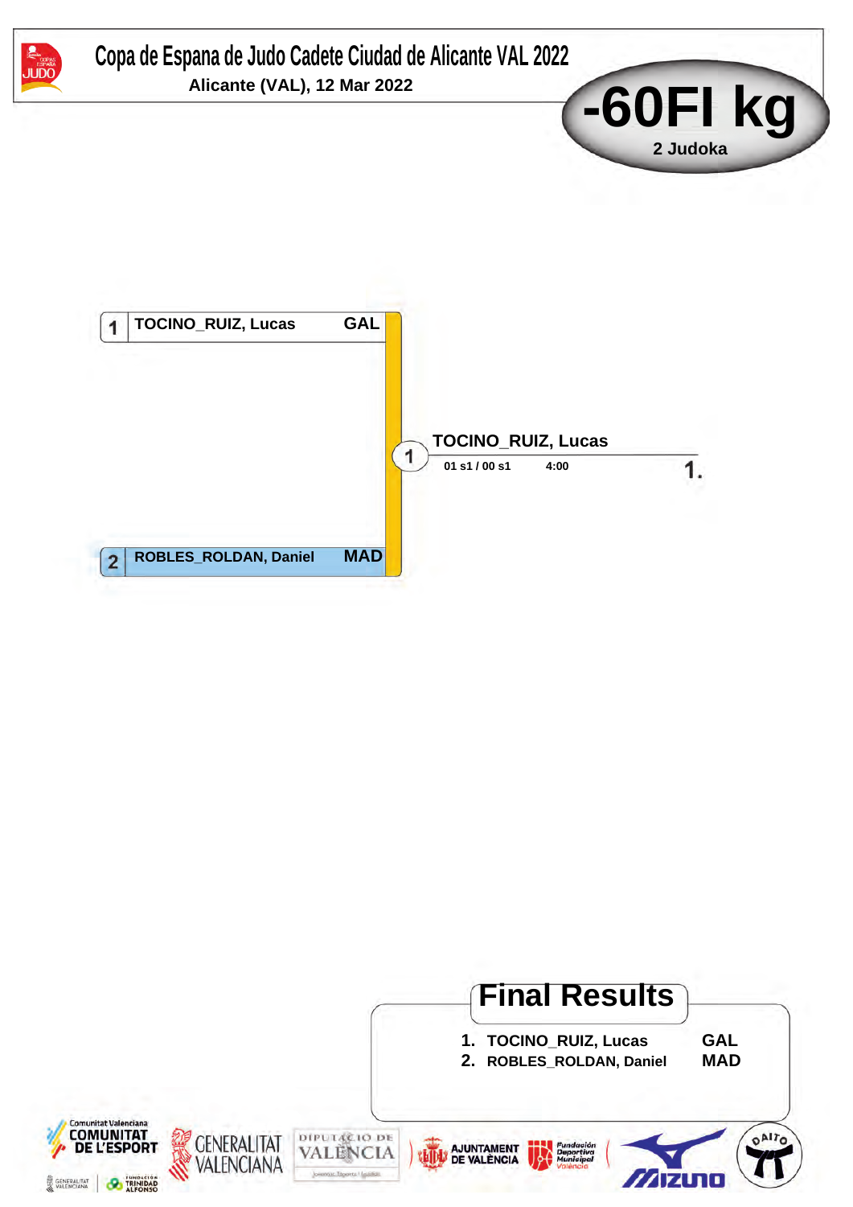# Copa de Espana de Judo Cadete Ciudad de Alicante VAL 2022

**Alicante (VAL), 12 Mar 2022**

## -60FI kg

2 Judoka

| | Name | Country |
|---|---|---|
| 1 | TOCINO_RUIZ, Lucas | GAL |
| 2 | ROBLES_ROLDAN, Daniel | MAD |

**Contest 1:** TOCINO_RUIZ, Lucas — 01 s1 / 00 s1 — 4:00 — **1.**

## Final Results

| | Name | Country |
|---|---|---|
| 1. | TOCINO_RUIZ, Lucas | GAL |
| 2. | ROBLES_ROLDAN, Daniel | MAD |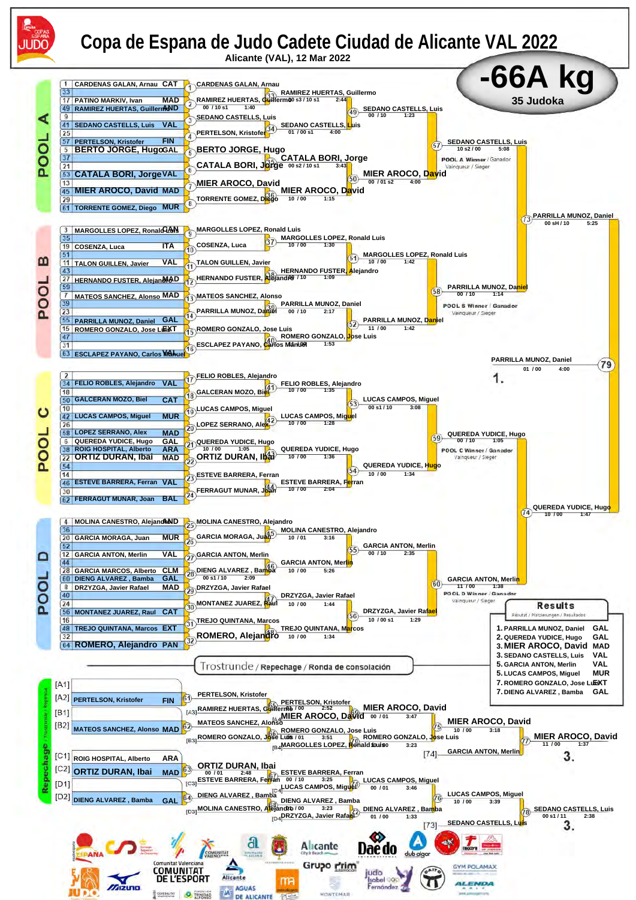# Copa de Espana de Judo Cadete Ciudad de Alicante VAL 2022

Alicante (VAL), 12 Mar 2022

## -66A kg

35 Judoka

### POOL A

| Seed | Name | Nation |
|---|---|---|
| 1 | CARDENAS GALAN, Arnau | CAT |
| 33 | | |
| 17 | PATINO MARKIV, Ivan | MAD |
| 49 | RAMIREZ HUERTAS, Guillermo | AND |
| 9 | | |
| 41 | SEDANO CASTELLS, Luis | VAL |
| 25 | | |
| 57 | PERTELSON, Kristofer | FIN |
| 5 | BERTO JORGE, Hugo | GAL |
| 37 | | |
| 21 | | |
| 53 | CATALA BORI, Jorge | VAL |
| 13 | | |
| 45 | MIER AROCO, David | MAD |
| 29 | | |
| 61 | TORRENTE GOMEZ, Diego | MUR |

- (1) CARDENAS GALAN, Arnau
- (2) RAMIREZ HUERTAS, Guillermo — 00 / 10 s1 — 1:40
- (3) SEDANO CASTELLS, Luis
- (4) PERTELSON, Kristofer
- (5) BERTO JORGE, Hugo
- (6) CATALA BORI, Jorge
- (7) MIER AROCO, David
- (8) TORRENTE GOMEZ, Diego
- (33) RAMIREZ HUERTAS, Guillermo — 00 s3 / 10 s1 — 2:44
- (34) SEDANO CASTELLS, Luis — 01 / 00 s1 — 4:00
- (35) CATALA BORI, Jorge — 00 s2 / 10 s1 — 3:43
- (36) MIER AROCO, David — 10 / 00 — 1:15
- (49) SEDANO CASTELLS, Luis — 00 / 10 — 1:23
- (50) MIER AROCO, David — 00 / 01 s2 — 4:00
- (57) SEDANO CASTELLS, Luis — 10 s2 / 00 — 5:08 — POOL A Winner / Ganador / Vainqueur / Sieger

### POOL B

| Seed | Name | Nation |
|---|---|---|
| 3 | MARGOLLES LOPEZ, Ronald Luis | CAN |
| 35 | | |
| 19 | COSENZA, Luca | ITA |
| 51 | | |
| 11 | TALON GUILLEN, Javier | VAL |
| 43 | | |
| 27 | HERNANDO FUSTER, Alejandro | MAD |
| 59 | | |
| 7 | MATEOS SANCHEZ, Alonso | MAD |
| 39 | | |
| 23 | | |
| 55 | PARRILLA MUNOZ, Daniel | GAL |
| 15 | ROMERO GONZALO, Jose Luis | EXT |
| 47 | | |
| 31 | | |
| 63 | ESCLAPEZ PAYANO, Carlos Manuel | VAL |

- (9) MARGOLLES LOPEZ, Ronald Luis
- (10) COSENZA, Luca
- (11) TALON GUILLEN, Javier
- (12) HERNANDO FUSTER, Alejandro
- (13) MATEOS SANCHEZ, Alonso
- (14) PARRILLA MUNOZ, Daniel
- (15) ROMERO GONZALO, Jose Luis
- (16) ESCLAPEZ PAYANO, Carlos Manuel
- (37) MARGOLLES LOPEZ, Ronald Luis — 10 / 00 — 1:30
- (38) HERNANDO FUSTER, Alejandro — 00 / 10 — 1:09
- (39) PARRILLA MUNOZ, Daniel — 00 / 10 — 2:17
- (40) ROMERO GONZALO, Jose Luis — 10 / 00 — 1:53
- (51) MARGOLLES LOPEZ, Ronald Luis — 10 / 00 — 1:42
- (52) PARRILLA MUNOZ, Daniel — 11 / 00 — 1:42
- (58) PARRILLA MUNOZ, Daniel — 00 / 10 — 1:14 — POOL B Winner / Ganador / Vainqueur / Sieger
- (73) PARRILLA MUNOZ, Daniel — 00 sH / 10 — 5:25

### POOL C

| Seed | Name | Nation |
|---|---|---|
| 2 | | |
| 34 | FELIO ROBLES, Alejandro | VAL |
| 18 | | |
| 50 | GALCERAN MOZO, Biel | CAT |
| 10 | | |
| 42 | LUCAS CAMPOS, Miguel | MUR |
| 26 | | |
| 58 | LOPEZ SERRANO, Alex | MAD |
| 6 | QUEREDA YUDICE, Hugo | GAL |
| 38 | ROIG HOSPITAL, Alberto | ARA |
| 22 | ORTIZ DURAN, Ibai | MAD |
| 54 | | |
| 14 | | |
| 46 | ESTEVE BARRERA, Ferran | VAL |
| 30 | | |
| 62 | FERRAGUT MUNAR, Joan | BAL |

- (17) FELIO ROBLES, Alejandro
- (18) GALCERAN MOZO, Biel
- (19) LUCAS CAMPOS, Miguel
- (20) LOPEZ SERRANO, Alex
- (21) QUEREDA YUDICE, Hugo — 10 / 00 — 1:05
- (22) ORTIZ DURAN, Ibai
- (23) ESTEVE BARRERA, Ferran
- (24) FERRAGUT MUNAR, Joan
- (41) FELIO ROBLES, Alejandro — 10 / 00 — 1:35
- (42) LUCAS CAMPOS, Miguel — 10 / 00 — 1:28
- (43) QUEREDA YUDICE, Hugo — 10 / 00 — 1:36
- (44) ESTEVE BARRERA, Ferran — 10 / 00 — 2:04
- (53) LUCAS CAMPOS, Miguel — 00 s1 / 10 — 3:08
- (54) QUEREDA YUDICE, Hugo — 10 / 00 — 1:34
- (59) QUEREDA YUDICE, Hugo — 00 / 10 — 1:05 — POOL C Winner / Ganador / Vainqueur / Sieger

### POOL D

| Seed | Name | Nation |
|---|---|---|
| 4 | MOLINA CANESTRO, Alejandro | AND |
| 36 | | |
| 20 | GARCIA MORAGA, Juan | MUR |
| 52 | | |
| 12 | GARCIA ANTON, Merlin | VAL |
| 44 | | |
| 28 | GARCIA MARCOS, Alberto | CLM |
| 60 | DIENG ALVAREZ , Bamba | GAL |
| 8 | DRZYZGA, Javier Rafael | MAD |
| 40 | | |
| 24 | | |
| 56 | MONTANEZ JUAREZ, Raul | CAT |
| 16 | | |
| 48 | TREJO QUINTANA, Marcos | EXT |
| 32 | | |
| 64 | ROMERO, Alejandro | PAN |

- (25) MOLINA CANESTRO, Alejandro
- (26) GARCIA MORAGA, Juan
- (27) GARCIA ANTON, Merlin
- (28) DIENG ALVAREZ , Bamba — 00 s1 / 10 — 2:09
- (29) DRZYZGA, Javier Rafael
- (30) MONTANEZ JUAREZ, Raul
- (31) TREJO QUINTANA, Marcos
- (32) ROMERO, Alejandro
- (45) MOLINA CANESTRO, Alejandro — 10 / 01 — 3:16
- (46) GARCIA ANTON, Merlin — 10 / 00 — 5:26
- (47) DRZYZGA, Javier Rafael — 10 / 00 — 1:44
- (48) TREJO QUINTANA, Marcos — 10 / 00 — 1:34
- (55) GARCIA ANTON, Merlin — 00 / 10 — 2:35
- (56) DRZYZGA, Javier Rafael — 10 / 00 s1 — 1:29
- (60) GARCIA ANTON, Merlin — 11 / 00 — 1:38 — POOL D Winner / Ganador / Vainqueur / Sieger

### Final

- (74) QUEREDA YUDICE, Hugo — 10 / 00 — 1:47
- (79) PARRILLA MUNOZ, Daniel — 01 / 00 — 4:00 — 1.

### Trostrunde / Repechage / Ronda de consolación

- [A1]
- [A2] PERTELSON, Kristofer — FIN
- [B1]
- [B2] MATEOS SANCHEZ, Alonso — MAD
- [C1] ROIG HOSPITAL, Alberto — ARA
- [C2] ORTIZ DURAN, Ibai — MAD
- [D1]
- [D2] DIENG ALVAREZ , Bamba — GAL

- (61) PERTELSON, Kristofer
- (62) ROMERO GONZALO, Jose Luis
- (63) ORTIZ DURAN, Ibai — 00 / 01 — 2:48
- (64) DIENG ALVAREZ , Bamba
- (65) PERTELSON, Kristofer — 10 / 00 — 2:52 (vs [A3] RAMIREZ HUERTAS, Guillermo)
- (66) ROMERO GONZALO, Jose Luis — 10 / 01 — 3:51 (vs [B3] MATEOS SANCHEZ, Alonso)
- (67) ESTEVE BARRERA, Ferran — 00 / 10 — 3:25 (vs [C3] ORTIZ DURAN, Ibai)
- (68) DIENG ALVAREZ , Bamba — 10 / 00 — 3:23 (vs [D3] MOLINA CANESTRO, Alejandro)
- (69) MIER AROCO, David — 00 / 01 — 3:47 (vs [A4] PERTELSON, Kristofer)
- (70) ROMERO GONZALO, Jose Luis — 10 / 00 — 3:23 (vs [B4] MARGOLLES LOPEZ, Ronald Luis)
- (71) LUCAS CAMPOS, Miguel — 00 / 01 — 3:46 (vs [C4] ESTEVE BARRERA, Ferran)
- (72) DIENG ALVAREZ , Bamba — 01 / 00 — 1:33 (vs [D4] DRZYZGA, Javier Rafael)
- (75) MIER AROCO, David — 10 / 00 — 3:18
- (76) LUCAS CAMPOS, Miguel — 10 / 00 — 3:39
- (77) MIER AROCO, David — 11 / 00 — 1:37 (vs [74] GARCIA ANTON, Merlin) — 3.
- (78) SEDANO CASTELLS, Luis — 00 s1 / 11 — 2:38 (vs [73] SEDANO CASTELLS, Luis) — 3.

### Results / Résultat / Platzierungen / Resultados

| Place | Name | Nation |
|---|---|---|
| 1. | PARRILLA MUNOZ, Daniel | GAL |
| 2. | QUEREDA YUDICE, Hugo | GAL |
| 3. | MIER AROCO, David | MAD |
| 3. | SEDANO CASTELLS, Luis | VAL |
| 5. | GARCIA ANTON, Merlin | VAL |
| 5. | LUCAS CAMPOS, Miguel | MUR |
| 7. | ROMERO GONZALO, Jose Luis | EXT |
| 7. | DIENG ALVAREZ , Bamba | GAL |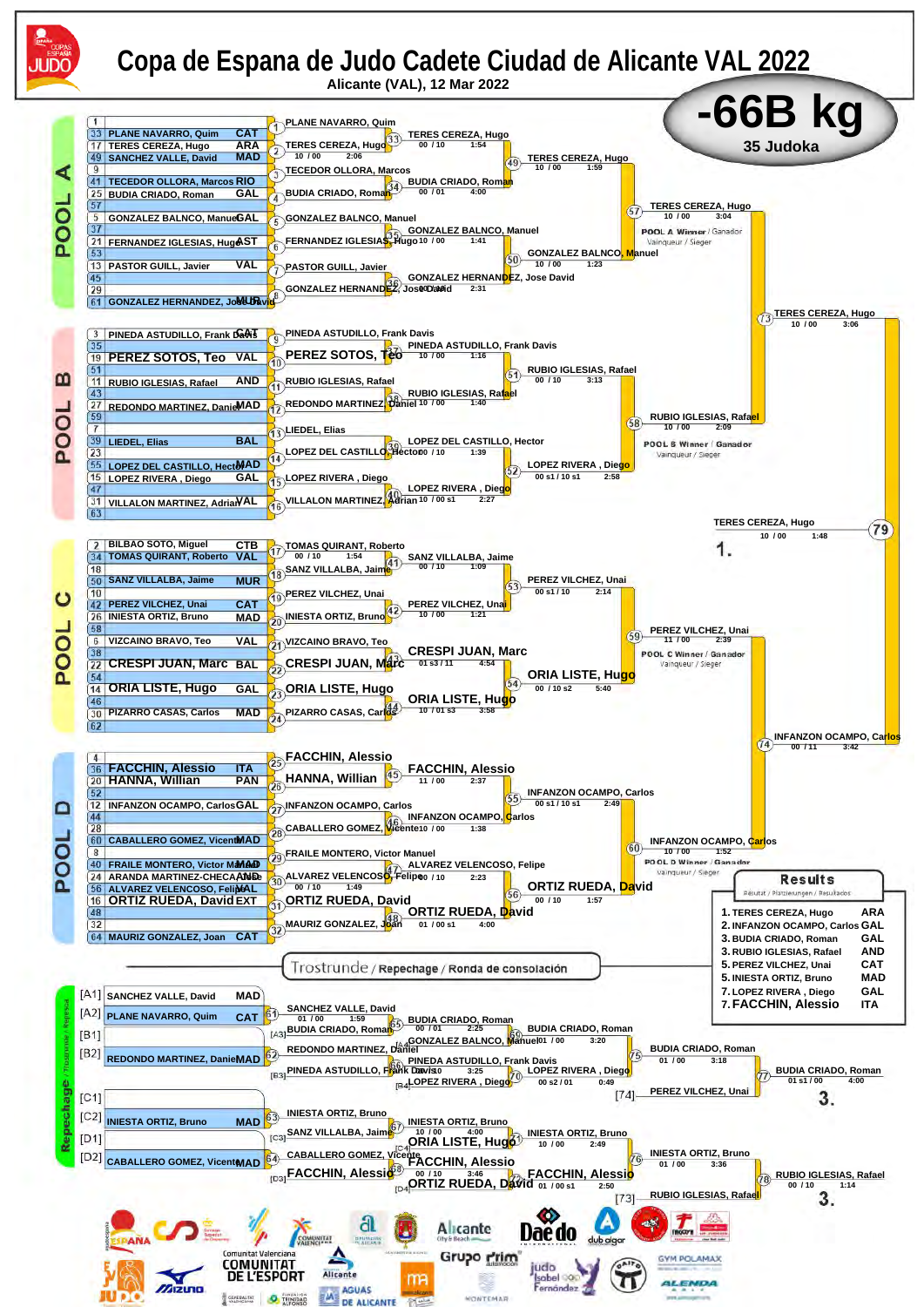# Copa de Espana de Judo Cadete Ciudad de Alicante VAL 2022

Alicante (VAL), 12 Mar 2022

## -66B kg

35 Judoka

### POOL A

| Seed | Name | Club |
|---|---|---|
| 1 | | |
| 33 | PLANE NAVARRO, Quim | CAT |
| 17 | TERES CEREZA, Hugo | ARA |
| 49 | SANCHEZ VALLE, David | MAD |
| 9 | | |
| 41 | TECEDOR OLLORA, Marcos | RIO |
| 25 | BUDIA CRIADO, Roman | GAL |
| 57 | | |
| 5 | GONZALEZ BALNCO, Manuel | GAL |
| 37 | | |
| 21 | FERNANDEZ IGLESIAS, Hugo | AST |
| 53 | | |
| 13 | PASTOR GUILL, Javier | VAL |
| 45 | | |
| 29 | | |
| 61 | GONZALEZ HERNANDEZ, Jose David | MUR |

- (1) PLANE NAVARRO, Quim
- (2) TERES CEREZA, Hugo — 10 / 00 — 2:06
- (3) TECEDOR OLLORA, Marcos
- (4) BUDIA CRIADO, Roman
- (5) GONZALEZ BALNCO, Manuel
- (6) FERNANDEZ IGLESIAS, Hugo
- (7) PASTOR GUILL, Javier
- (8) GONZALEZ HERNANDEZ, Jose David
- (33) TERES CEREZA, Hugo — 00 / 10 — 1:54
- (34) BUDIA CRIADO, Roman — 00 / 01 — 4:00
- (35) GONZALEZ BALNCO, Manuel — 10 / 00 — 1:41
- (36) GONZALEZ HERNANDEZ, Jose David — 00 / 10 — 2:31
- (49) TERES CEREZA, Hugo — 10 / 00 — 1:59
- (50) GONZALEZ BALNCO, Manuel — 10 / 00 — 1:23
- (57) TERES CEREZA, Hugo — 10 / 00 — 3:04 — POOL A Winner / Ganador / Vainqueur / Sieger

### POOL B

| Seed | Name | Club |
|---|---|---|
| 3 | PINEDA ASTUDILLO, Frank Davis | CAT |
| 35 | | |
| 19 | PEREZ SOTOS, Teo | VAL |
| 51 | | |
| 11 | RUBIO IGLESIAS, Rafael | AND |
| 43 | | |
| 27 | REDONDO MARTINEZ, Daniel | MAD |
| 59 | | |
| 7 | | |
| 39 | LIEDEL, Elias | BAL |
| 23 | | |
| 55 | LOPEZ DEL CASTILLO, Hector | MAD |
| 15 | LOPEZ RIVERA, Diego | GAL |
| 47 | | |
| 31 | VILLALON MARTINEZ, Adrian | VAL |
| 63 | | |

- (9) PINEDA ASTUDILLO, Frank Davis
- (10) PEREZ SOTOS, Teo
- (11) RUBIO IGLESIAS, Rafael
- (12) REDONDO MARTINEZ, Daniel
- (13) LIEDEL, Elias
- (14) LOPEZ DEL CASTILLO, Hector
- (15) LOPEZ RIVERA, Diego
- (16) VILLALON MARTINEZ, Adrian
- (37) PINEDA ASTUDILLO, Frank Davis — 10 / 00 — 1:16
- (38) RUBIO IGLESIAS, Rafael — 10 / 00 — 1:40
- (39) LOPEZ DEL CASTILLO, Hector — 00 / 10 — 1:39
- (40) LOPEZ RIVERA, Diego — 10 / 00 s1 — 2:27
- (51) RUBIO IGLESIAS, Rafael — 00 / 10 — 3:13
- (52) LOPEZ RIVERA, Diego — 00 s1 / 10 s1 — 2:58
- (58) RUBIO IGLESIAS, Rafael — 10 / 00 — 2:09 — POOL B Winner / Ganador / Vainqueur / Sieger

- (73) TERES CEREZA, Hugo — 10 / 00 — 3:06

### POOL C

| Seed | Name | Club |
|---|---|---|
| 2 | BILBAO SOTO, Miguel | CTB |
| 34 | TOMAS QUIRANT, Roberto | VAL |
| 18 | | |
| 50 | SANZ VILLALBA, Jaime | MUR |
| 10 | | |
| 42 | PEREZ VILCHEZ, Unai | CAT |
| 26 | INIESTA ORTIZ, Bruno | MAD |
| 58 | | |
| 6 | VIZCAINO BRAVO, Teo | VAL |
| 38 | | |
| 22 | CRESPI JUAN, Marc | BAL |
| 54 | | |
| 14 | ORIA LISTE, Hugo | GAL |
| 46 | | |
| 30 | PIZARRO CASAS, Carlos | MAD |
| 62 | | |

- (17) TOMAS QUIRANT, Roberto — 00 / 10 — 1:54
- (18) SANZ VILLALBA, Jaime
- (19) PEREZ VILCHEZ, Unai
- (20) INIESTA ORTIZ, Bruno
- (21) VIZCAINO BRAVO, Teo
- (22) CRESPI JUAN, Marc
- (23) ORIA LISTE, Hugo
- (24) PIZARRO CASAS, Carlos
- (41) SANZ VILLALBA, Jaime — 00 / 10 — 1:09
- (42) PEREZ VILCHEZ, Unai — 10 / 00 — 1:21
- (43) CRESPI JUAN, Marc — 01 s3 / 11 — 4:54
- (44) ORIA LISTE, Hugo — 10 / 01 s3 — 3:58
- (53) PEREZ VILCHEZ, Unai — 00 s1 / 10 — 2:14
- (54) ORIA LISTE, Hugo — 00 / 10 s2 — 5:40
- (59) PEREZ VILCHEZ, Unai — 11 / 00 — 2:39 — POOL C Winner / Ganador / Vainqueur / Sieger

### POOL D

| Seed | Name | Club |
|---|---|---|
| 4 | | |
| 36 | FACCHIN, Alessio | ITA |
| 20 | HANNA, William | PAN |
| 52 | | |
| 12 | INFANZON OCAMPO, Carlos | GAL |
| 44 | | |
| 28 | | |
| 60 | CABALLERO GOMEZ, Vicente | MAD |
| 8 | | |
| 40 | FRAILE MONTERO, Victor Manuel | MAD |
| 24 | ARANDA MARTINEZ-CHECA, Jose | AND |
| 56 | ALVAREZ VELENCOSO, Felipe | VAL |
| 16 | ORTIZ RUEDA, David | EXT |
| 48 | | |
| 32 | | |
| 64 | MAURIZ GONZALEZ, Joan | CAT |

- (25) FACCHIN, Alessio
- (26) HANNA, William
- (27) INFANZON OCAMPO, Carlos
- (28) CABALLERO GOMEZ, Vicente
- (29) FRAILE MONTERO, Victor Manuel
- (30) ALVAREZ VELENCOSO, Felipe — 00 / 10 — 1:49
- (31) ORTIZ RUEDA, David
- (32) MAURIZ GONZALEZ, Joan
- (45) FACCHIN, Alessio — 11 / 00 — 2:37
- (46) INFANZON OCAMPO, Carlos — 10 / 00 — 1:38
- (47) ALVAREZ VELENCOSO, Felipe — 00 / 10 — 2:23
- (48) ORTIZ RUEDA, David — 01 / 00 s1 — 4:00
- (55) INFANZON OCAMPO, Carlos — 00 s1 / 10 s1 — 2:49
- (56) ORTIZ RUEDA, David — 00 / 10 — 1:57
- (60) INFANZON OCAMPO, Carlos — 10 / 00 — 1:52 — POOL D Winner / Ganador / Vainqueur / Sieger

- (74) INFANZON OCAMPO, Carlos — 00 / 11 — 3:42

### Final

- (79) TERES CEREZA, Hugo — 10 / 00 — 1:48 — 1.

## Trostrunde / Repechage / Ronda de consolación

| | Name | Club |
|---|---|---|
| [A1] | SANCHEZ VALLE, David | MAD |
| [A2] | PLANE NAVARRO, Quim | CAT |
| [B1] | | |
| [B2] | REDONDO MARTINEZ, Daniel | MAD |
| [C1] | | |
| [C2] | INIESTA ORTIZ, Bruno | MAD |
| [D1] | | |
| [D2] | CABALLERO GOMEZ, Vicente | MAD |

- (61) SANCHEZ VALLE, David — 01 / 00 — 1:59
- (62) REDONDO MARTINEZ, Daniel
- (63) INIESTA ORTIZ, Bruno
- (64) CABALLERO GOMEZ, Vicente
- (65) BUDIA CRIADO, Roman [A3] — 00 / 01 — 2:25
- (66) PINEDA ASTUDILLO, Frank Davis [B3] — 10 — 3:25
- (67) INIESTA ORTIZ, Bruno [C3] — 10 / 00 — 4:00
- (68) FACCHIN, Alessio [D3] — 00 / 10 — 3:46
- (69) BUDIA CRIADO, Roman — GONZALEZ BALNCO, Manuel [A4] — 01 / 00 — 3:20
- (70) LOPEZ RIVERA, Diego — LOPEZ RIVERA, Diego [B4] — 00 s2 / 01 — 0:49
- (71) INIESTA ORTIZ, Bruno — ORIA LISTE, Hugo [C4] — 10 / 00 — 2:49
- (72) FACCHIN, Alessio — ORTIZ RUEDA, David [D4] — 01 / 00 s1 — 2:50
- (75) BUDIA CRIADO, Roman — 01 / 00 — 3:18
- (76) INIESTA ORTIZ, Bruno — 01 / 00 — 3:36
- (77) BUDIA CRIADO, Roman — PEREZ VILCHEZ, Unai [74] — 01 s1 / 00 — 4:00 — 3.
- (78) RUBIO IGLESIAS, Rafael — RUBIO IGLESIAS, Rafael [73] — 00 / 10 — 1:14 — 3.

## Results

Résutat / Platzierungen / Resultados

| Place | Name | Club |
|---|---|---|
| 1. | TERES CEREZA, Hugo | ARA |
| 2. | INFANZON OCAMPO, Carlos | GAL |
| 3. | BUDIA CRIADO, Roman | GAL |
| 3. | RUBIO IGLESIAS, Rafael | AND |
| 5. | PEREZ VILCHEZ, Unai | CAT |
| 5. | INIESTA ORTIZ, Bruno | MAD |
| 7. | LOPEZ RIVERA, Diego | GAL |
| 7. | FACCHIN, Alessio | ITA |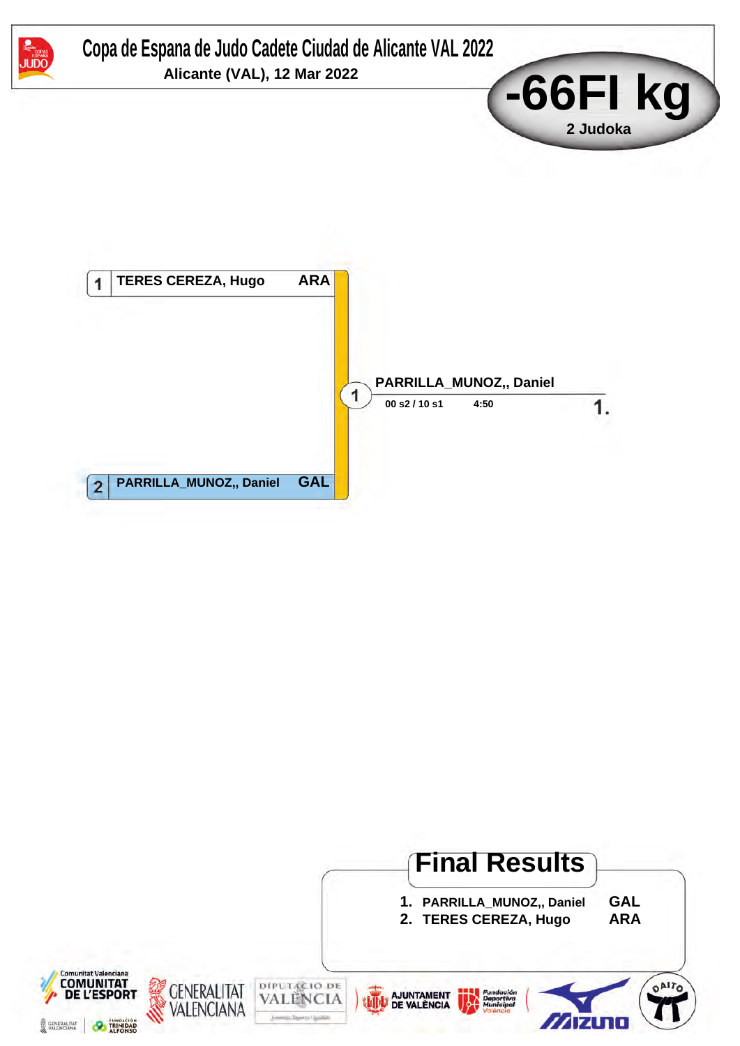# Copa de Espana de Judo Cadete Ciudad de Alicante VAL 2022

**Alicante (VAL), 12 Mar 2022**

## -66FI kg

**2 Judoka**

| # | Name | Team |
|---|---|---|
| 1 | TERES CEREZA, Hugo | ARA |
| 2 | PARRILLA_MUNOZ,, Daniel | GAL |

Contest 1: **PARRILLA_MUNOZ,, Daniel** — 00 s2 / 10 s1 — 4:50 — **1.**

## Final Results

1. PARRILLA_MUNOZ,, Daniel — GAL
2. TERES CEREZA, Hugo — ARA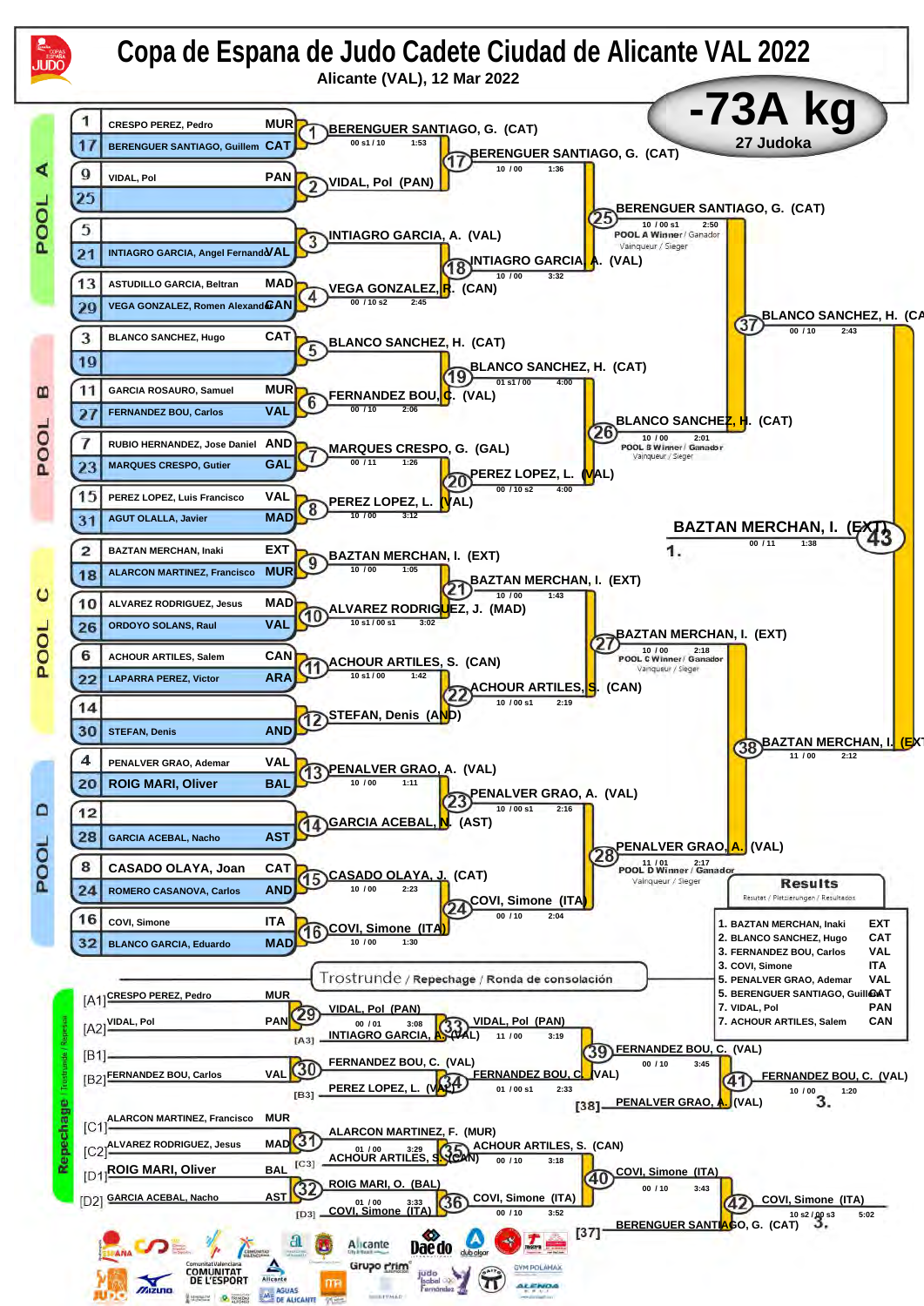# Copa de Espana de Judo Cadete Ciudad de Alicante VAL 2022

Alicante (VAL), 12 Mar 2022

## -73A kg

27 Judoka

### POOL A

| Seed | Name | Club |
|---|---|---|
| 1 | CRESPO PEREZ, Pedro | MUR |
| 17 | BERENGUER SANTIAGO, Guillem | CAT |
| 9 | VIDAL, Pol | PAN |
| 25 | | |
| 5 | | |
| 21 | INTIAGRO GARCIA, Angel Fernando | VAL |
| 13 | ASTUDILLO GARCIA, Beltran | MAD |
| 29 | VEGA GONZALEZ, Romen Alexander | CAN |

- (1) BERENGUER SANTIAGO, G. (CAT) — 00 s1 / 10 — 1:53
- (2) VIDAL, Pol (PAN)
- (3) INTIAGRO GARCIA, A. (VAL)
- (4) VEGA GONZALEZ, R. (CAN) — 00 / 10 s2 — 2:45
- (17) BERENGUER SANTIAGO, G. (CAT) — 10 / 00 — 1:36
- (18) INTIAGRO GARCIA, A. (VAL) — 10 / 00 — 3:32
- (25) BERENGUER SANTIAGO, G. (CAT) — 10 / 00 s1 — 2:50 — POOL A Winner / Ganador / Vainqueur / Sieger

### POOL B

| Seed | Name | Club |
|---|---|---|
| 3 | BLANCO SANCHEZ, Hugo | CAT |
| 19 | | |
| 11 | GARCIA ROSAURO, Samuel | MUR |
| 27 | FERNANDEZ BOU, Carlos | VAL |
| 7 | RUBIO HERNANDEZ, Jose Daniel | AND |
| 23 | MARQUES CRESPO, Gutier | GAL |
| 15 | PEREZ LOPEZ, Luis Francisco | VAL |
| 31 | AGUT OLALLA, Javier | MAD |

- (5) BLANCO SANCHEZ, H. (CAT)
- (6) FERNANDEZ BOU, C. (VAL) — 00 / 10 — 2:06
- (7) MARQUES CRESPO, G. (GAL) — 00 / 11 — 1:26
- (8) PEREZ LOPEZ, L. (VAL) — 10 / 00 — 3:12
- (19) BLANCO SANCHEZ, H. (CAT) — 01 s1 / 00 — 4:00
- (20) PEREZ LOPEZ, L. (VAL) — 00 / 10 s2 — 4:00
- (26) BLANCO SANCHEZ, H. (CAT) — 10 / 00 — 2:01 — POOL B Winner / Ganador / Vainqueur / Sieger
- (37) BLANCO SANCHEZ, H. (CAT) — 00 / 10 — 2:43

### POOL C

| Seed | Name | Club |
|---|---|---|
| 2 | BAZTAN MERCHAN, Inaki | EXT |
| 18 | ALARCON MARTINEZ, Francisco | MUR |
| 10 | ALVAREZ RODRIGUEZ, Jesus | MAD |
| 26 | ORDOYO SOLANS, Raul | VAL |
| 6 | ACHOUR ARTILES, Salem | CAN |
| 22 | LAPARRA PEREZ, Victor | ARA |
| 14 | | |
| 30 | STEFAN, Denis | AND |

- (9) BAZTAN MERCHAN, I. (EXT) — 10 / 00 — 1:05
- (10) ALVAREZ RODRIGUEZ, J. (MAD) — 10 s1 / 00 s1 — 3:02
- (11) ACHOUR ARTILES, S. (CAN) — 10 s1 / 00 — 1:42
- (12) STEFAN, Denis (AND)
- (21) BAZTAN MERCHAN, I. (EXT) — 10 / 00 — 1:43
- (22) ACHOUR ARTILES, S. (CAN) — 10 / 00 s1 — 2:19
- (27) BAZTAN MERCHAN, I. (EXT) — 10 / 00 — 2:18 — POOL C Winner / Ganador / Vainqueur / Sieger

### POOL D

| Seed | Name | Club |
|---|---|---|
| 4 | PENALVER GRAO, Ademar | VAL |
| 20 | ROIG MARI, Oliver | BAL |
| 12 | | |
| 28 | GARCIA ACEBAL, Nacho | AST |
| 8 | CASADO OLAYA, Joan | CAT |
| 24 | ROMERO CASANOVA, Carlos | AND |
| 16 | COVI, Simone | ITA |
| 32 | BLANCO GARCIA, Eduardo | MAD |

- (13) PENALVER GRAO, A. (VAL) — 10 / 00 — 1:11
- (14) GARCIA ACEBAL, N. (AST)
- (15) CASADO OLAYA, J. (CAT) — 10 / 00 — 2:23
- (16) COVI, Simone (ITA) — 10 / 00 — 1:30
- (23) PENALVER GRAO, A. (VAL) — 10 / 00 s1 — 2:16
- (24) COVI, Simone (ITA) — 00 / 10 — 2:04
- (28) PENALVER GRAO, A. (VAL) — 11 / 01 — 2:17 — POOL D Winner / Ganador / Vainqueur / Sieger
- (38) BAZTAN MERCHAN, I. (EXT) — 11 / 00 — 2:12

### Final

- (43) BAZTAN MERCHAN, I. (EXT) — 00 / 11 — 1:38 — 1.

### Trostrunde / Repechage / Ronda de consolación

- [A1] CRESPO PEREZ, Pedro — MUR
- [A2] VIDAL, Pol — PAN
- (29) VIDAL, Pol (PAN) — 00 / 01 — 3:08
- [A3] INTIAGRO GARCIA, A. (VAL)
- (33) VIDAL, Pol (PAN) — 11 / 00 — 3:19
- [B1]
- [B2] FERNANDEZ BOU, Carlos — VAL
- (30) FERNANDEZ BOU, C. (VAL)
- [B3] PEREZ LOPEZ, L. (VAL)
- (34) FERNANDEZ BOU, C. (VAL) — 01 / 00 s1 — 2:33
- (39) FERNANDEZ BOU, C. (VAL) — 00 / 10 — 3:45
- [38] PENALVER GRAO, A. (VAL)
- (41) FERNANDEZ BOU, C. (VAL) — 10 / 00 — 1:20 — 3.
- [C1] ALARCON MARTINEZ, Francisco — MUR
- [C2] ALVAREZ RODRIGUEZ, Jesus — MAD
- (31) ALARCON MARTINEZ, F. (MUR) — 01 / 00 — 3:29
- [C3] ACHOUR ARTILES, S. (CAN)
- (35) ACHOUR ARTILES, S. (CAN) — 00 / 10 — 3:18
- [D1] ROIG MARI, Oliver — BAL
- [D2] GARCIA ACEBAL, Nacho — AST
- (32) ROIG MARI, O. (BAL) — 01 / 00 — 3:33
- [D3] COVI, Simone (ITA)
- (36) COVI, Simone (ITA) — 00 / 10 — 3:52
- (40) COVI, Simone (ITA) — 00 / 10 — 3:43
- [37] BERENGUER SANTIAGO, G. (CAT)
- (42) COVI, Simone (ITA) — 10 s2 / 00 s3 — 5:02 — 3.

### Results

Resultat / Platzierungen / Resultados

| Place | Name | Club |
|---|---|---|
| 1. | BAZTAN MERCHAN, Inaki | EXT |
| 2. | BLANCO SANCHEZ, Hugo | CAT |
| 3. | FERNANDEZ BOU, Carlos | VAL |
| 3. | COVI, Simone | ITA |
| 5. | PENALVER GRAO, Ademar | VAL |
| 5. | BERENGUER SANTIAGO, Guillem | CAT |
| 7. | VIDAL, Pol | PAN |
| 7. | ACHOUR ARTILES, Salem | CAN |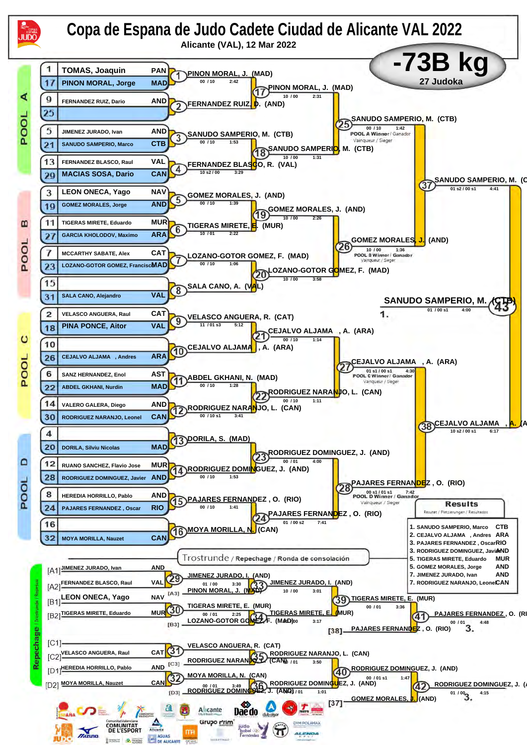# Copa de Espana de Judo Cadete Ciudad de Alicante VAL 2022

Alicante (VAL), 12 Mar 2022

## -73B kg

27 Judoka

### POOL A

| Seed | Name | Club |
|---|---|---|
| 1 | TOMAS, Joaquin | PAN |
| 17 | PINON MORAL, Jorge | MAD |
| 9 | FERNANDEZ RUIZ, Dario | AND |
| 25 | | |
| 5 | JIMENEZ JURADO, Ivan | AND |
| 21 | SANUDO SAMPERIO, Marco | CTB |
| 13 | FERNANDEZ BLASCO, Raul | VAL |
| 29 | MACIAS SOSA, Dario | CAN |

- (1) PINON MORAL, J. (MAD) — 00 / 10 — 2:42
- (2) FERNANDEZ RUIZ, D. (AND)
- (3) SANUDO SAMPERIO, M. (CTB) — 00 / 10 — 1:53
- (4) FERNANDEZ BLASCO, R. (VAL) — 10 s2 / 00 — 3:29
- (17) PINON MORAL, J. (MAD) — 10 / 00 — 2:31
- (18) SANUDO SAMPERIO, M. (CTB) — 10 / 00 — 1:31
- (25) SANUDO SAMPERIO, M. (CTB) — 00 / 10 — 1:42 — POOL A Winner / Ganador / Vainqueur / Sieger

### POOL B

| Seed | Name | Club |
|---|---|---|
| 3 | LEON ONECA, Yago | NAV |
| 19 | GOMEZ MORALES, Jorge | AND |
| 11 | TIGERAS MIRETE, Eduardo | MUR |
| 27 | GARCIA KHOLODOV, Maximo | ARA |
| 7 | MCCARTHY SABATE, Alex | CAT |
| 23 | LOZANO-GOTOR GOMEZ, Francisco | MAD |
| 15 | | |
| 31 | SALA CANO, Alejandro | VAL |

- (5) GOMEZ MORALES, J. (AND) — 00 / 10 — 1:39
- (6) TIGERAS MIRETE, E. (MUR) — 10 / 01 — 2:22
- (7) LOZANO-GOTOR GOMEZ, F. (MAD) — 00 / 10 — 1:06
- (8) SALA CANO, A. (VAL)
- (19) GOMEZ MORALES, J. (AND) — 10 / 00 — 2:26
- (20) LOZANO-GOTOR GOMEZ, F. (MAD) — 10 / 00 — 3:58
- (26) GOMEZ MORALES, J. (AND) — 10 / 00 — 1:36 — POOL B Winner / Ganador / Vainqueur / Sieger

### POOL C

| Seed | Name | Club |
|---|---|---|
| 2 | VELASCO ANGUERA, Raul | CAT |
| 18 | PINA PONCE, Aitor | VAL |
| 10 | | |
| 26 | CEJALVO ALJAMA, Andres | ARA |
| 6 | SANZ HERNANDEZ, Enol | AST |
| 22 | ABDEL GKHANI, Nurdin | MAD |
| 14 | VALERO GALERA, Diego | AND |
| 30 | RODRIGUEZ NARANJO, Leonel | CAN |

- (9) VELASCO ANGUERA, R. (CAT) — 11 / 01 s3 — 5:12
- (10) CEJALVO ALJAMA, A. (ARA)
- (11) ABDEL GKHANI, N. (MAD) — 00 / 10 — 1:28
- (12) RODRIGUEZ NARANJO, L. (CAN) — 00 / 10 s1 — 3:41
- (21) CEJALVO ALJAMA, A. (ARA) — 00 / 10 — 1:14
- (22) RODRIGUEZ NARANJO, L. (CAN) — 00 / 10 — 1:11
- (27) CEJALVO ALJAMA, A. (ARA) — 01 s1 / 00 s1 — 4:30 — POOL C Winner / Ganador / Vainqueur / Sieger

### POOL D

| Seed | Name | Club |
|---|---|---|
| 4 | | |
| 20 | DORILA, Silviu Nicolas | MAD |
| 12 | RUANO SANCHEZ, Flavio Jose | MUR |
| 28 | RODRIGUEZ DOMINGUEZ, Javier | AND |
| 8 | HEREDIA HORRILLO, Pablo | AND |
| 24 | PAJARES FERNANDEZ, Oscar | RIO |
| 16 | | |
| 32 | MOYA MORILLA, Nauzet | CAN |

- (13) DORILA, S. (MAD)
- (14) RODRIGUEZ DOMINGUEZ, J. (AND) — 00 / 10 — 1:53
- (15) PAJARES FERNANDEZ, O. (RIO) — 00 / 10 — 1:41
- (16) MOYA MORILLA, N. (CAN)
- (23) RODRIGUEZ DOMINGUEZ, J. (AND) — 00 / 01 — 4:00
- (24) PAJARES FERNANDEZ, O. (RIO) — 01 / 00 s2 — 7:41
- (28) PAJARES FERNANDEZ, O. (RIO) — 00 s1 / 01 s1 — 7:42 — POOL D Winner / Ganador / Vainqueur / Sieger

### Semi-finals and Final

- (37) SANUDO SAMPERIO, M. (CTB) — 01 s2 / 00 s1 — 4:41
- (38) CEJALVO ALJAMA, A. (ARA) — 10 s2 / 00 s1 — 6:17
- (43) SANUDO SAMPERIO, M. (CTB) — 01 / 00 s1 — 4:00 — 1.

### Trostrunde / Repechage / Ronda de consolación

- [A1] JIMENEZ JURADO, Ivan — AND
- [A2] FERNANDEZ BLASCO, Raul — VAL
- [B1] LEON ONECA, Yago — NAV
- [B2] TIGERAS MIRETE, Eduardo — MUR
- [C1] —
- [C2] VELASCO ANGUERA, Raul — CAT
- [D1] HEREDIA HORRILLO, Pablo — AND
- [D2] MOYA MORILLA, Nauzet — CAN

- (29) JIMENEZ JURADO, I. (AND) — 01 / 00 — 3:30
- [A3] PINON MORAL, J. (MAD)
- (33) JIMENEZ JURADO, I. (AND) — 10 / 00 — 3:01
- (30) TIGERAS MIRETE, E. (MUR) — 00 / 01 — 2:25
- [B3] LOZANO-GOTOR GOMEZ, F. (MAD)
- (34) TIGERAS MIRETE, E. (MUR) — 10 / 00 — 3:17
- (39) TIGERAS MIRETE, E. (MUR) — 00 / 01 — 3:36
- [38] PAJARES FERNANDEZ, O. (RIO)
- (41) PAJARES FERNANDEZ, O. (RIO) — 00 / 01 — 4:48 — 3.
- (31) VELASCO ANGUERA, R. (CAT)
- [C3] RODRIGUEZ NARANJO, L. (CAN)
- (35) RODRIGUEZ NARANJO, L. (CAN) — 00 / 01 — 3:50
- (32) MOYA MORILLA, N. (CAN) — 00 / 01 — 3:49
- [D3] RODRIGUEZ DOMINGUEZ, J. (AND)
- (36) RODRIGUEZ DOMINGUEZ, J. (AND) — 10 / 01 — 1:01
- (40) RODRIGUEZ DOMINGUEZ, J. (AND) — 00 / 01 s1 — 1:47
- [37] GOMEZ MORALES, J. (AND)
- (42) RODRIGUEZ DOMINGUEZ, J. (AND) — 01 / 00 — 4:15 — 3.

### Results

Resutat / Platzierungen / Resultados

| Place | Name | Club |
|---|---|---|
| 1. | SANUDO SAMPERIO, Marco | CTB |
| 2. | CEJALVO ALJAMA, Andres | ARA |
| 3. | PAJARES FERNANDEZ, Oscar | RIO |
| 3. | RODRIGUEZ DOMINGUEZ, Javier | AND |
| 5. | TIGERAS MIRETE, Eduardo | MUR |
| 5. | GOMEZ MORALES, Jorge | AND |
| 7. | JIMENEZ JURADO, Ivan | AND |
| 7. | RODRIGUEZ NARANJO, Leonel | CAN |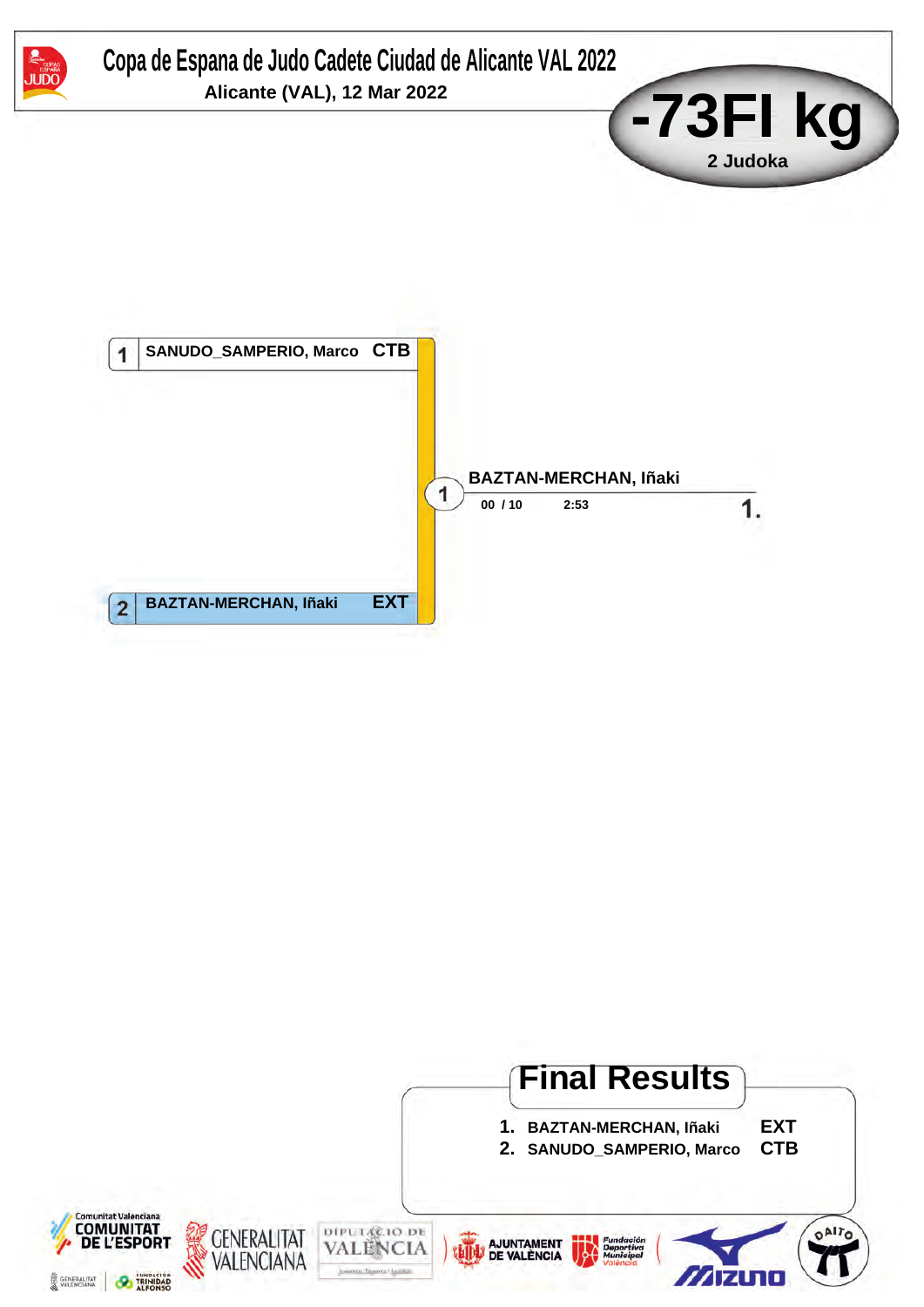# Copa de Espana de Judo Cadete Ciudad de Alicante VAL 2022

**Alicante (VAL), 12 Mar 2022**

## -73FI kg

**2 Judoka**

| # | Name | Club |
|---|---|---|
| 1 | SANUDO_SAMPERIO, Marco | CTB |
| 2 | BAZTAN-MERCHAN, Iñaki | EXT |

**Contest 1:** BAZTAN-MERCHAN, Iñaki — 00 / 10 — 2:53 — **1.**

## Final Results

1. BAZTAN-MERCHAN, Iñaki EXT
2. SANUDO_SAMPERIO, Marco CTB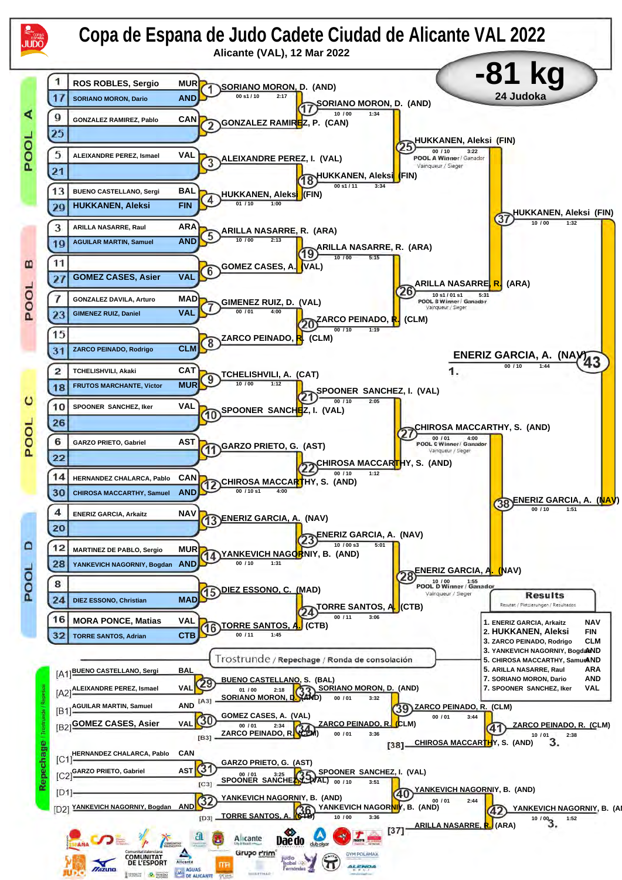# Copa de Espana de Judo Cadete Ciudad de Alicante VAL 2022

Alicante (VAL), 12 Mar 2022

## -81 kg

24 Judoka

### POOL A

| Seed | Name | Club |
|---|---|---|
| 1 | ROS ROBLES, Sergio | MUR |
| 17 | SORIANO MORON, Dario | AND |
| 9 | GONZALEZ RAMIREZ, Pablo | CAN |
| 25 | | |
| 5 | ALEIXANDRE PEREZ, Ismael | VAL |
| 21 | | |
| 13 | BUENO CASTELLANO, Sergi | BAL |
| 29 | HUKKANEN, Aleksi | FIN |

- (1) SORIANO MORON, D. (AND) — 00 s1 / 10 — 2:17
- (2) GONZALEZ RAMIREZ, P. (CAN)
- (3) ALEIXANDRE PEREZ, I. (VAL)
- (4) HUKKANEN, Aleksi (FIN) — 01 / 10 — 1:00
- (17) SORIANO MORON, D. (AND) — 10 / 00 — 1:34
- (18) HUKKANEN, Aleksi (FIN) — 00 s1 / 11 — 3:34
- (25) HUKKANEN, Aleksi (FIN) — 00 / 10 — 3:22 — POOL A Winner / Ganador / Vainqueur / Sieger

### POOL B

| Seed | Name | Club |
|---|---|---|
| 3 | ARILLA NASARRE, Raul | ARA |
| 19 | AGUILAR MARTIN, Samuel | AND |
| 11 | | |
| 27 | GOMEZ CASES, Asier | VAL |
| 7 | GONZALEZ DAVILA, Arturo | MAD |
| 23 | GIMENEZ RUIZ, Daniel | VAL |
| 15 | | |
| 31 | ZARCO PEINADO, Rodrigo | CLM |

- (5) ARILLA NASARRE, R. (ARA) — 10 / 00 — 2:13
- (6) GOMEZ CASES, A. (VAL)
- (7) GIMENEZ RUIZ, D. (VAL) — 00 / 01 — 4:00
- (8) ZARCO PEINADO, R. (CLM)
- (19) ARILLA NASARRE, R. (ARA) — 10 / 00 — 5:15
- (20) ZARCO PEINADO, R. (CLM) — 00 / 10 — 1:19
- (26) ARILLA NASARRE, R. (ARA) — 10 s1 / 01 s1 — 5:31 — POOL B Winner / Ganador / Vainqueur / Sieger

### POOL C

| Seed | Name | Club |
|---|---|---|
| 2 | TCHELISHVILI, Akaki | CAT |
| 18 | FRUTOS MARCHANTE, Victor | MUR |
| 10 | SPOONER SANCHEZ, Iker | VAL |
| 26 | | |
| 6 | GARZO PRIETO, Gabriel | AST |
| 22 | | |
| 14 | HERNANDEZ CHALARCA, Pablo | CAN |
| 30 | CHIROSA MACCARTHY, Samuel | AND |

- (9) TCHELISHVILI, A. (CAT) — 10 / 00 — 1:12
- (10) SPOONER SANCHEZ, I. (VAL)
- (11) GARZO PRIETO, G. (AST)
- (12) CHIROSA MACCARTHY, S. (AND) — 00 / 10 s1 — 4:00
- (21) SPOONER SANCHEZ, I. (VAL) — 00 / 10 — 2:05
- (22) CHIROSA MACCARTHY, S. (AND) — 00 / 10 — 1:12
- (27) CHIROSA MACCARTHY, S. (AND) — 00 / 01 — 4:00 — POOL C Winner / Ganador / Vainqueur / Sieger

### POOL D

| Seed | Name | Club |
|---|---|---|
| 4 | ENERIZ GARCIA, Arkaitz | NAV |
| 20 | | |
| 12 | MARTINEZ DE PABLO, Sergio | MUR |
| 28 | YANKEVICH NAGORNIY, Bogdan | AND |
| 8 | | |
| 24 | DIEZ ESSONO, Christian | MAD |
| 16 | MORA PONCE, Matias | VAL |
| 32 | TORRE SANTOS, Adrian | CTB |

- (13) ENERIZ GARCIA, A. (NAV)
- (14) YANKEVICH NAGORNIY, B. (AND) — 00 / 10 — 1:31
- (15) DIEZ ESSONO, C. (MAD)
- (16) TORRE SANTOS, A. (CTB) — 00 / 11 — 1:45
- (23) ENERIZ GARCIA, A. (NAV) — 10 / 00 s3 — 5:01
- (24) TORRE SANTOS, A. (CTB) — 00 / 11 — 3:06
- (28) ENERIZ GARCIA, A. (NAV) — 10 / 00 — 1:55 — POOL D Winner / Ganador / Vainqueur / Sieger

### Semi-finals and Final

- (37) HUKKANEN, Aleksi (FIN) — 10 / 00 — 1:32
- (38) ENERIZ GARCIA, A. (NAV) — 00 / 10 — 1:51
- (43) ENERIZ GARCIA, A. (NAV) — 1. — 00 / 10 — 1:44

### Trostrunde / Repechage / Ronda de consolación

- [A1] BUENO CASTELLANO, Sergi (BAL)
- [A2] ALEIXANDRE PEREZ, Ismael (VAL)
- (29) BUENO CASTELLANO, S. (BAL) — 01 / 00 — 2:18
- [A3] SORIANO MORON, D. (AND)
- (33) SORIANO MORON, D. (AND) — 00 / 01 — 3:32
- [B1] AGUILAR MARTIN, Samuel (AND)
- [B2] GOMEZ CASES, Asier (VAL)
- (30) GOMEZ CASES, A. (VAL) — 00 / 01 — 2:34
- [B3] ZARCO PEINADO, R. (CLM)
- (34) ZARCO PEINADO, R. (CLM) — 00 / 01 — 3:36
- (39) ZARCO PEINADO, R. (CLM) — 00 / 01 — 3:44
- [38] CHIROSA MACCARTHY, S. (AND)
- (41) ZARCO PEINADO, R. (CLM) — 10 / 01 — 2:38 — 3.
- [C1] HERNANDEZ CHALARCA, Pablo (CAN)
- [C2] GARZO PRIETO, Gabriel (AST)
- (31) GARZO PRIETO, G. (AST) — 00 / 01 — 3:25
- [C3] SPOONER SANCHEZ, I. (VAL)
- (35) SPOONER SANCHEZ, I. (VAL) — 00 / 10 — 3:51
- [D1]
- [D2] YANKEVICH NAGORNIY, Bogdan (AND)
- (32) YANKEVICH NAGORNIY, B. (AND)
- [D3] TORRE SANTOS, A. (CTB)
- (36) YANKEVICH NAGORNIY, B. (AND) — 10 / 00 — 3:36
- (40) YANKEVICH NAGORNIY, B. (AND) — 00 / 01 — 2:44
- [37] ARILLA NASARRE, R. (ARA)
- (42) YANKEVICH NAGORNIY, B. (AND) — 10 / 00 — 1:52 — 3.

### Results

Resutat / Platzierungen / Resultados

| Place | Name | Club |
|---|---|---|
| 1. | ENERIZ GARCIA, Arkaitz | NAV |
| 2. | HUKKANEN, Aleksi | FIN |
| 3. | ZARCO PEINADO, Rodrigo | CLM |
| 3. | YANKEVICH NAGORNIY, Bogdan | AND |
| 5. | CHIROSA MACCARTHY, Samuel | AND |
| 5. | ARILLA NASARRE, Raul | ARA |
| 7. | SORIANO MORON, Dario | AND |
| 7. | SPOONER SANCHEZ, Iker | VAL |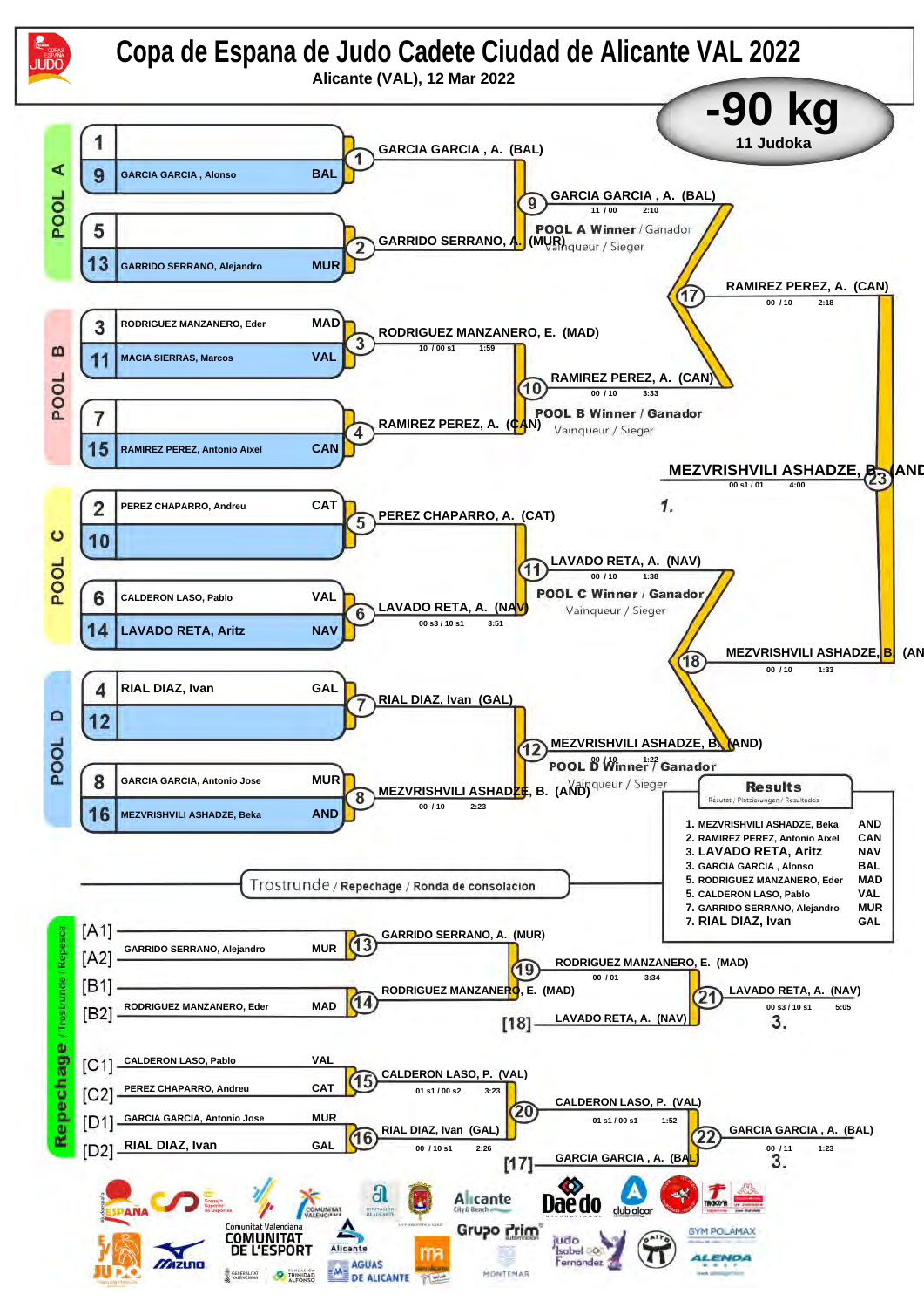# Copa de Espana de Judo Cadete Ciudad de Alicante VAL 2022

Alicante (VAL), 12 Mar 2022

## -90 kg

11 Judoka

### POOL A

| No. | Name | Country |
|---|---|---|
| 1 | | |
| 9 | GARCIA GARCIA , Alonso | BAL |
| 5 | | |
| 13 | GARRIDO SERRANO, Alejandro | MUR |

- (1) GARCIA GARCIA , A. (BAL)
- (2) GARRIDO SERRANO, A. (MUR)
- (9) GARCIA GARCIA , A. (BAL) — 11 / 00 — 2:10

POOL A Winner / Ganador / Vainqueur / Sieger

### POOL B

| No. | Name | Country |
|---|---|---|
| 3 | RODRIGUEZ MANZANERO, Eder | MAD |
| 11 | MACIA SIERRAS, Marcos | VAL |
| 7 | | |
| 15 | RAMIREZ PEREZ, Antonio Aixel | CAN |

- (3) RODRIGUEZ MANZANERO, E. (MAD) — 10 / 00 s1 — 1:59
- (4) RAMIREZ PEREZ, A. (CAN)
- (10) RAMIREZ PEREZ, A. (CAN) — 00 / 10 — 3:33

POOL B Winner / Ganador / Vainqueur / Sieger

- (17) RAMIREZ PEREZ, A. (CAN) — 00 / 10 — 2:18

### POOL C

| No. | Name | Country |
|---|---|---|
| 2 | PEREZ CHAPARRO, Andreu | CAT |
| 10 | | |
| 6 | CALDERON LASO, Pablo | VAL |
| 14 | LAVADO RETA, Aritz | NAV |

- (5) PEREZ CHAPARRO, A. (CAT)
- (6) LAVADO RETA, A. (NAV) — 00 s3 / 10 s1 — 3:51
- (11) LAVADO RETA, A. (NAV) — 00 / 10 — 1:38

POOL C Winner / Ganador / Vainqueur / Sieger

### POOL D

| No. | Name | Country |
|---|---|---|
| 4 | RIAL DIAZ, Ivan | GAL |
| 12 | | |
| 8 | GARCIA GARCIA, Antonio Jose | MUR |
| 16 | MEZVRISHVILI ASHADZE, Beka | AND |

- (7) RIAL DIAZ, Ivan (GAL)
- (8) MEZVRISHVILI ASHADZE, B. (AND) — 00 / 10 — 2:23
- (12) MEZVRISHVILI ASHADZE, B. (AND) — 00 / 10 — 1:22

POOL D Winner / Ganador / Vainqueur / Sieger

- (18) MEZVRISHVILI ASHADZE, B. (AND) — 00 / 10 — 1:33

### Final

- (23) MEZVRISHVILI ASHADZE, B. (AND) — 00 s1 / 01 — 4:00 — 1.

## Trostrunde / Repechage / Ronda de consolación

- [A1]
- [A2] GARRIDO SERRANO, Alejandro — MUR
- [B1]
- [B2] RODRIGUEZ MANZANERO, Eder — MAD
- (13) GARRIDO SERRANO, A. (MUR)
- (14) RODRIGUEZ MANZANERO, E. (MAD)
- (19) RODRIGUEZ MANZANERO, E. (MAD) — 00 / 01 — 3:34
- [18] LAVADO RETA, A. (NAV)
- (21) LAVADO RETA, A. (NAV) — 00 s3 / 10 s1 — 5:05 — 3.

- [C1] CALDERON LASO, Pablo — VAL
- [C2] PEREZ CHAPARRO, Andreu — CAT
- [D1] GARCIA GARCIA, Antonio Jose — MUR
- [D2] RIAL DIAZ, Ivan — GAL
- (15) CALDERON LASO, P. (VAL) — 01 s1 / 00 s2 — 3:23
- (16) RIAL DIAZ, Ivan (GAL) — 00 / 10 s1 — 2:26
- (20) CALDERON LASO, P. (VAL) — 01 s1 / 00 s1 — 1:52
- [17] GARCIA GARCIA , A. (BAL)
- (22) GARCIA GARCIA , A. (BAL) — 00 / 11 — 1:23 — 3.

## Results

Resutat / Platzierungen / Resultados

| Place | Name | Country |
|---|---|---|
| 1. | MEZVRISHVILI ASHADZE, Beka | AND |
| 2. | RAMIREZ PEREZ, Antonio Aixel | CAN |
| 3. | LAVADO RETA, Aritz | NAV |
| 3. | GARCIA GARCIA , Alonso | BAL |
| 5. | RODRIGUEZ MANZANERO, Eder | MAD |
| 5. | CALDERON LASO, Pablo | VAL |
| 7. | GARRIDO SERRANO, Alejandro | MUR |
| 7. | RIAL DIAZ, Ivan | GAL |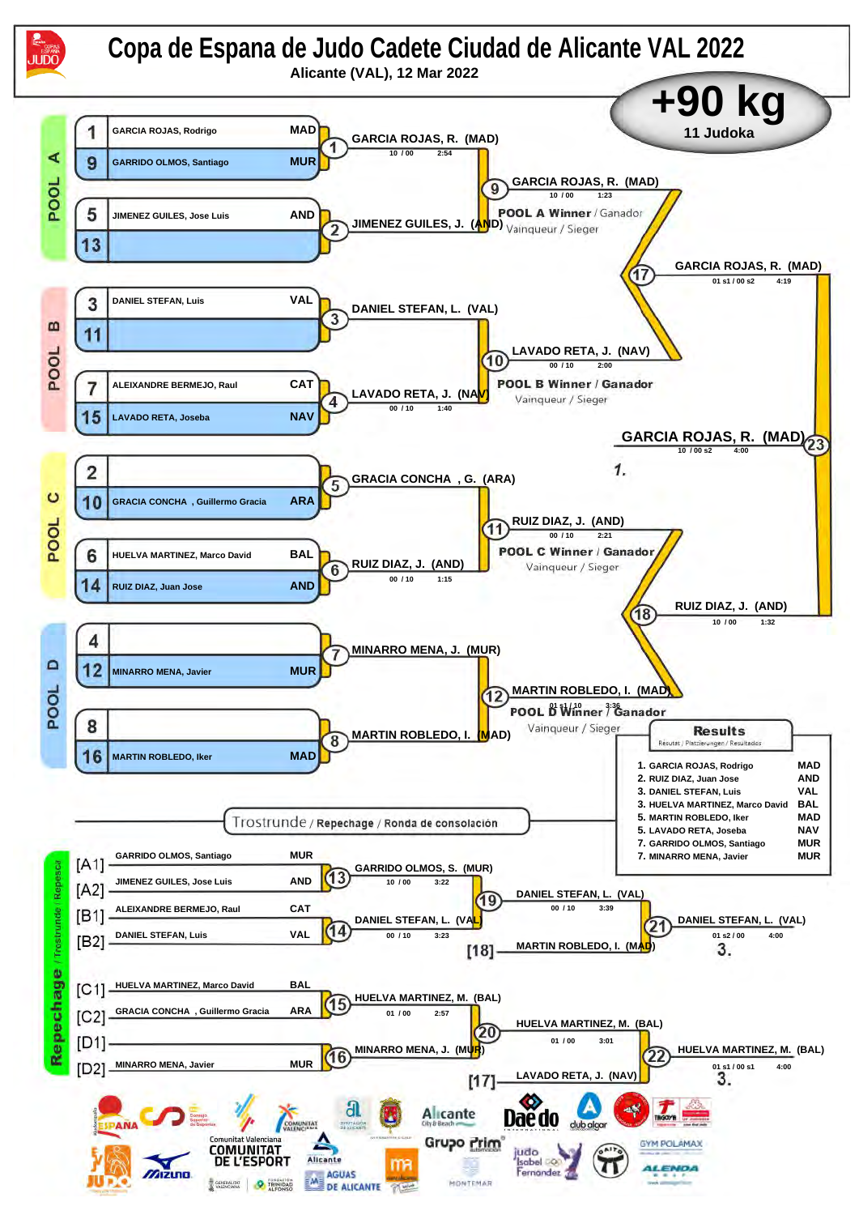# Copa de Espana de Judo Cadete Ciudad de Alicante VAL 2022

Alicante (VAL), 12 Mar 2022

## +90 kg

11 Judoka

### POOL A

| No. | Name | Club |
|---|---|---|
| 1 | GARCIA ROJAS, Rodrigo | MAD |
| 9 | GARRIDO OLMOS, Santiago | MUR |
| 5 | JIMENEZ GUILES, Jose Luis | AND |
| 13 | | |

- (1) GARCIA ROJAS, R. (MAD) 10 / 00 2:54
- (2) JIMENEZ GUILES, J. (AND)
- (9) GARCIA ROJAS, R. (MAD) 10 / 00 1:23 — POOL A Winner / Ganador / Vainqueur / Sieger

### POOL B

| No. | Name | Club |
|---|---|---|
| 3 | DANIEL STEFAN, Luis | VAL |
| 11 | | |
| 7 | ALEIXANDRE BERMEJO, Raul | CAT |
| 15 | LAVADO RETA, Joseba | NAV |

- (3) DANIEL STEFAN, L. (VAL)
- (4) LAVADO RETA, J. (NAV) 00 / 10 1:40
- (10) LAVADO RETA, J. (NAV) 00 / 10 2:00 — POOL B Winner / Ganador / Vainqueur / Sieger

### POOL C

| No. | Name | Club |
|---|---|---|
| 2 | | |
| 10 | GRACIA CONCHA , Guillermo Gracia | ARA |
| 6 | HUELVA MARTINEZ, Marco David | BAL |
| 14 | RUIZ DIAZ, Juan Jose | AND |

- (5) GRACIA CONCHA , G. (ARA)
- (6) RUIZ DIAZ, J. (AND) 00 / 10 1:15
- (11) RUIZ DIAZ, J. (AND) 00 / 10 2:21 — POOL C Winner / Ganador / Vainqueur / Sieger

### POOL D

| No. | Name | Club |
|---|---|---|
| 4 | | |
| 12 | MINARRO MENA, Javier | MUR |
| 8 | | |
| 16 | MARTIN ROBLEDO, Iker | MAD |

- (7) MINARRO MENA, J. (MUR)
- (8) MARTIN ROBLEDO, I. (MAD)
- (12) MARTIN ROBLEDO, I. (MAD) 01 s1 / 10 3:36 — POOL D Winner / Ganador / Vainqueur / Sieger

### Semi-finals and Final

- (17) GARCIA ROJAS, R. (MAD) 01 s1 / 00 s2 4:19
- (18) RUIZ DIAZ, J. (AND) 10 / 00 1:32
- (23) GARCIA ROJAS, R. (MAD) 10 / 00 s2 4:00 — 1.

### Trostrunde / Repechage / Ronda de consolación

| | Name | Club |
|---|---|---|
| [A1] | GARRIDO OLMOS, Santiago | MUR |
| [A2] | JIMENEZ GUILES, Jose Luis | AND |
| [B1] | ALEIXANDRE BERMEJO, Raul | CAT |
| [B2] | DANIEL STEFAN, Luis | VAL |
| [C1] | HUELVA MARTINEZ, Marco David | BAL |
| [C2] | GRACIA CONCHA , Guillermo Gracia | ARA |
| [D1] | | |
| [D2] | MINARRO MENA, Javier | MUR |

- (13) GARRIDO OLMOS, S. (MUR) 10 / 00 3:22
- (14) DANIEL STEFAN, L. (VAL) 00 / 10 3:23
- (19) DANIEL STEFAN, L. (VAL) 00 / 10 3:39
- [18] MARTIN ROBLEDO, I. (MAD)
- (21) DANIEL STEFAN, L. (VAL) 01 s2 / 00 4:00 — 3.
- (15) HUELVA MARTINEZ, M. (BAL) 01 / 00 2:57
- (16) MINARRO MENA, J. (MUR)
- (20) HUELVA MARTINEZ, M. (BAL) 01 / 00 3:01
- [17] LAVADO RETA, J. (NAV)
- (22) HUELVA MARTINEZ, M. (BAL) 01 s1 / 00 s1 4:00 — 3.

### Results

Resutats / Platzierungen / Resultados

| Rank | Name | Club |
|---|---|---|
| 1. | GARCIA ROJAS, Rodrigo | MAD |
| 2. | RUIZ DIAZ, Juan Jose | AND |
| 3. | DANIEL STEFAN, Luis | VAL |
| 3. | HUELVA MARTINEZ, Marco David | BAL |
| 5. | MARTIN ROBLEDO, Iker | MAD |
| 5. | LAVADO RETA, Joseba | NAV |
| 7. | GARRIDO OLMOS, Santiago | MUR |
| 7. | MINARRO MENA, Javier | MUR |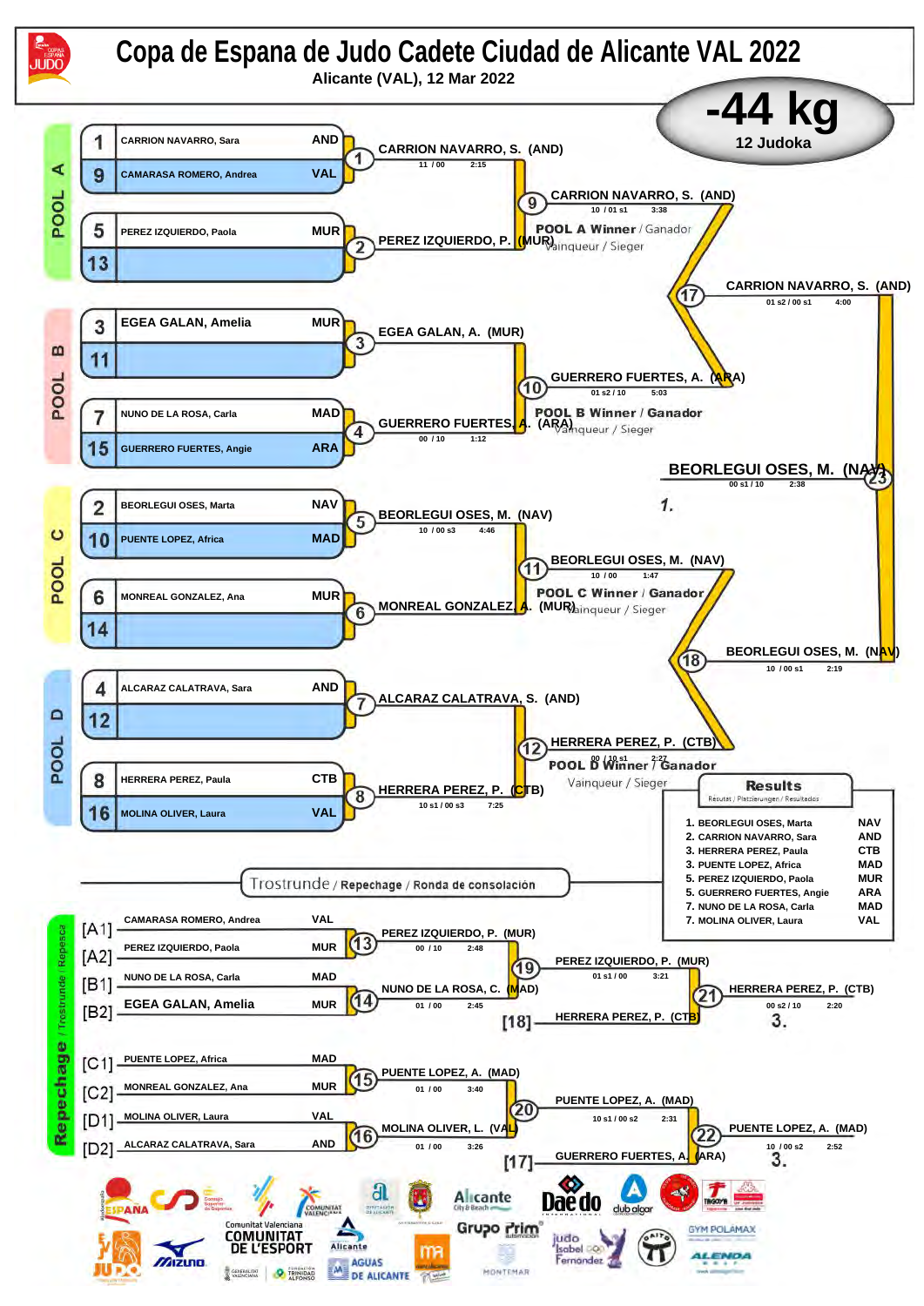# Copa de Espana de Judo Cadete Ciudad de Alicante VAL 2022

Alicante (VAL), 12 Mar 2022

## -44 kg

12 Judoka

### POOL A

| No. | Name | Club |
|---|---|---|
| 1 | CARRION NAVARRO, Sara | AND |
| 9 | CAMARASA ROMERO, Andrea | VAL |
| 5 | PEREZ IZQUIERDO, Paola | MUR |
| 13 | | |

- (1) CARRION NAVARRO, S. (AND) — 11 / 00 — 2:15
- (2) PEREZ IZQUIERDO, P. (MUR)
- (9) CARRION NAVARRO, S. (AND) — 10 / 01 s1 — 3:38

POOL A Winner / Ganador / Vainqueur / Sieger

### POOL B

| No. | Name | Club |
|---|---|---|
| 3 | EGEA GALAN, Amelia | MUR |
| 11 | | |
| 7 | NUNO DE LA ROSA, Carla | MAD |
| 15 | GUERRERO FUERTES, Angie | ARA |

- (3) EGEA GALAN, A. (MUR)
- (4) GUERRERO FUERTES, A. (ARA) — 00 / 10 — 1:12
- (10) GUERRERO FUERTES, A. (ARA) — 01 s2 / 10 — 5:03

POOL B Winner / Ganador / Vainqueur / Sieger

- (17) CARRION NAVARRO, S. (AND) — 01 s2 / 00 s1 — 4:00

### POOL C

| No. | Name | Club |
|---|---|---|
| 2 | BEORLEGUI OSES, Marta | NAV |
| 10 | PUENTE LOPEZ, Africa | MAD |
| 6 | MONREAL GONZALEZ, Ana | MUR |
| 14 | | |

- (5) BEORLEGUI OSES, M. (NAV) — 10 / 00 s3 — 4:46
- (6) MONREAL GONZALEZ, A. (MUR)
- (11) BEORLEGUI OSES, M. (NAV) — 10 / 00 — 1:47

POOL C Winner / Ganador / Vainqueur / Sieger

### POOL D

| No. | Name | Club |
|---|---|---|
| 4 | ALCARAZ CALATRAVA, Sara | AND |
| 12 | | |
| 8 | HERRERA PEREZ, Paula | CTB |
| 16 | MOLINA OLIVER, Laura | VAL |

- (7) ALCARAZ CALATRAVA, S. (AND)
- (8) HERRERA PEREZ, P. (CTB) — 10 s1 / 00 s3 — 7:25
- (12) HERRERA PEREZ, P. (CTB) — 00 / 10 s1 — 2:27

POOL D Winner / Ganador / Vainqueur / Sieger

- (18) BEORLEGUI OSES, M. (NAV) — 10 / 00 s1 — 2:19

### Final

- (23) BEORLEGUI OSES, M. (NAV) — 00 s1 / 10 — 2:38 — 1.

### Results

Resutats / Platzierungen / Resultados

| Place | Name | Club |
|---|---|---|
| 1. | BEORLEGUI OSES, Marta | NAV |
| 2. | CARRION NAVARRO, Sara | AND |
| 3. | HERRERA PEREZ, Paula | CTB |
| 3. | PUENTE LOPEZ, Africa | MAD |
| 5. | PEREZ IZQUIERDO, Paola | MUR |
| 5. | GUERRERO FUERTES, Angie | ARA |
| 7. | NUNO DE LA ROSA, Carla | MAD |
| 7. | MOLINA OLIVER, Laura | VAL |

### Trostrunde / Repechage / Ronda de consolación

| Pos. | Name | Club |
|---|---|---|
| [A1] | CAMARASA ROMERO, Andrea | VAL |
| [A2] | PEREZ IZQUIERDO, Paola | MUR |
| [B1] | NUNO DE LA ROSA, Carla | MAD |
| [B2] | EGEA GALAN, Amelia | MUR |
| [C1] | PUENTE LOPEZ, Africa | MAD |
| [C2] | MONREAL GONZALEZ, Ana | MUR |
| [D1] | MOLINA OLIVER, Laura | VAL |
| [D2] | ALCARAZ CALATRAVA, Sara | AND |

- (13) PEREZ IZQUIERDO, P. (MUR) — 00 / 10 — 2:48
- (14) NUNO DE LA ROSA, C. (MAD) — 01 / 00 — 2:45
- (19) PEREZ IZQUIERDO, P. (MUR) — 01 s1 / 00 — 3:21
- [18] HERRERA PEREZ, P. (CTB)
- (21) HERRERA PEREZ, P. (CTB) — 00 s2 / 10 — 2:20 — 3.
- (15) PUENTE LOPEZ, A. (MAD) — 01 / 00 — 3:40
- (16) MOLINA OLIVER, L. (VAL) — 01 / 00 — 3:26
- (20) PUENTE LOPEZ, A. (MAD) — 10 s1 / 00 s2 — 2:31
- [17] GUERRERO FUERTES, A. (ARA)
- (22) PUENTE LOPEZ, A. (MAD) — 10 / 00 s2 — 2:52 — 3.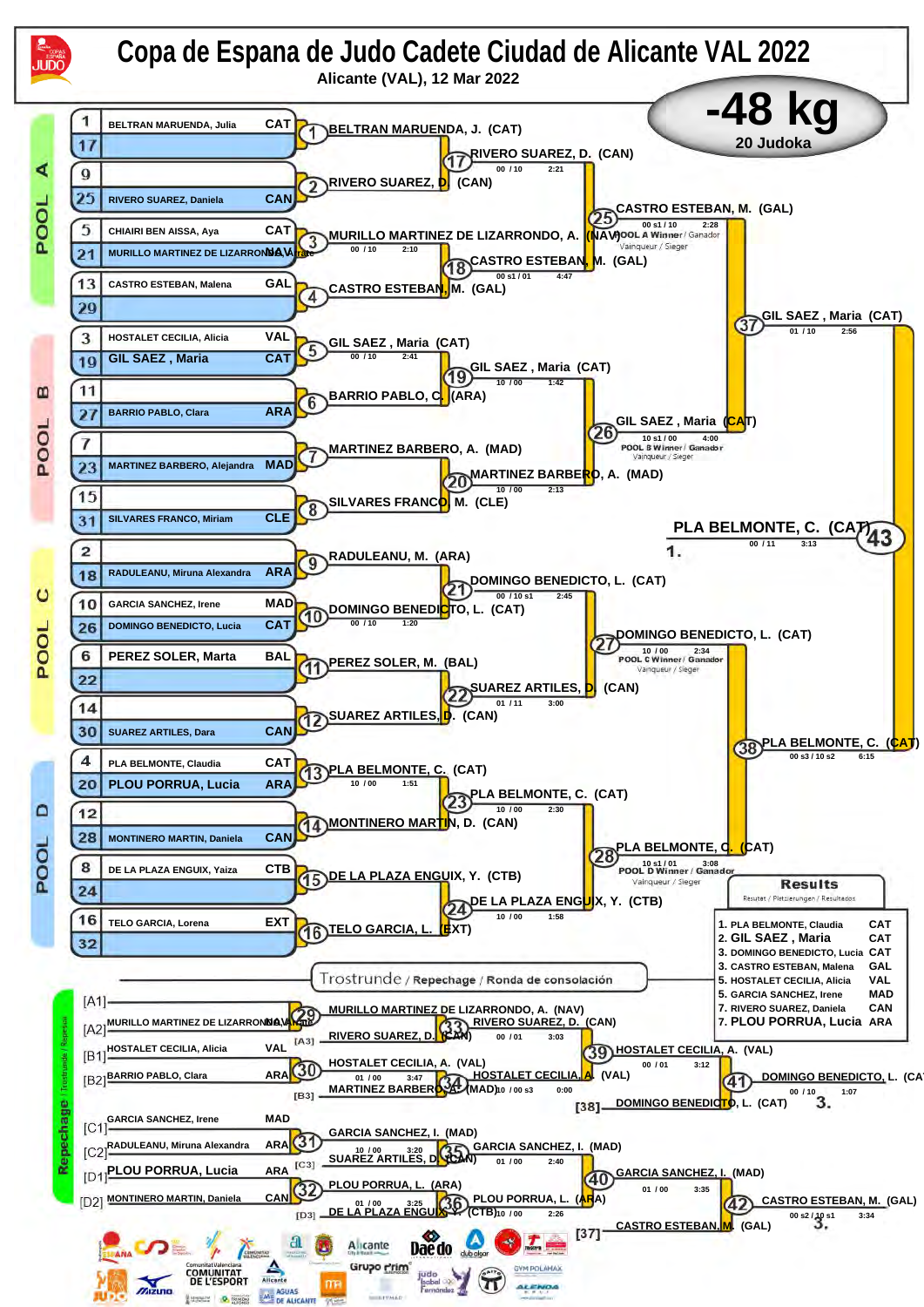# Copa de Espana de Judo Cadete Ciudad de Alicante VAL 2022

Alicante (VAL), 12 Mar 2022

## -48 kg

20 Judoka

### POOL A

| # | Name | Country |
|---|---|---|
| 1 | BELTRAN MARUENDA, Julia | CAT |
| 17 | | |
| 9 | | |
| 25 | RIVERO SUAREZ, Daniela | CAN |
| 5 | CHIAIRI BEN AISSA, Aya | CAT |
| 21 | MURILLO MARTINEZ DE LIZARRONDO, A. | NAV |
| 13 | CASTRO ESTEBAN, Malena | GAL |
| 29 | | |

- (1) BELTRAN MARUENDA, J. (CAT)
- (2) RIVERO SUAREZ, D. (CAN)
- (3) MURILLO MARTINEZ DE LIZARRONDO, A. (NAV) — 00 / 10 — 2:10
- (4) CASTRO ESTEBAN, M. (GAL)
- (17) RIVERO SUAREZ, D. (CAN) — 00 / 10 — 2:21
- (18) CASTRO ESTEBAN, M. (GAL) — 00 s1 / 01 — 4:47
- (25) CASTRO ESTEBAN, M. (GAL) — 00 s1 / 10 — 2:28 — POOL A Winner / Ganador / Vainqueur / Sieger

### POOL B

| # | Name | Country |
|---|---|---|
| 3 | HOSTALET CECILIA, Alicia | VAL |
| 19 | GIL SAEZ , Maria | CAT |
| 11 | | |
| 27 | BARRIO PABLO, Clara | ARA |
| 7 | | |
| 23 | MARTINEZ BARBERO, Alejandra | MAD |
| 15 | | |
| 31 | SILVARES FRANCO, Miriam | CLE |

- (5) GIL SAEZ , Maria (CAT) — 00 / 10 — 2:41
- (6) BARRIO PABLO, C. (ARA)
- (7) MARTINEZ BARBERO, A. (MAD)
- (8) SILVARES FRANCO, M. (CLE)
- (19) GIL SAEZ , Maria (CAT) — 10 / 00 — 1:42
- (20) MARTINEZ BARBERO, A. (MAD) — 10 / 00 — 2:13
- (26) GIL SAEZ , Maria (CAT) — 10 s1 / 00 — 4:00 — POOL B Winner / Ganador / Vainqueur / Sieger

### POOL C

| # | Name | Country |
|---|---|---|
| 2 | | |
| 18 | RADULEANU, Miruna Alexandra | ARA |
| 10 | GARCIA SANCHEZ, Irene | MAD |
| 26 | DOMINGO BENEDICTO, Lucia | CAT |
| 6 | PEREZ SOLER, Marta | BAL |
| 22 | | |
| 14 | | |
| 30 | SUAREZ ARTILES, Dara | CAN |

- (9) RADULEANU, M. (ARA)
- (10) DOMINGO BENEDICTO, L. (CAT) — 00 / 10 — 1:20
- (11) PEREZ SOLER, M. (BAL)
- (12) SUAREZ ARTILES, D. (CAN)
- (21) DOMINGO BENEDICTO, L. (CAT) — 00 / 10 s1 — 2:45
- (22) SUAREZ ARTILES, D. (CAN) — 01 / 11 — 3:00
- (27) DOMINGO BENEDICTO, L. (CAT) — 10 / 00 — 2:34 — POOL C Winner / Ganador / Vainqueur / Sieger

### POOL D

| # | Name | Country |
|---|---|---|
| 4 | PLA BELMONTE, Claudia | CAT |
| 20 | PLOU PORRUA, Lucia | ARA |
| 12 | | |
| 28 | MONTINERO MARTIN, Daniela | CAN |
| 8 | DE LA PLAZA ENGUIX, Yaiza | CTB |
| 24 | | |
| 16 | TELO GARCIA, Lorena | EXT |
| 32 | | |

- (13) PLA BELMONTE, C. (CAT) — 10 / 00 — 1:51
- (14) MONTINERO MARTIN, D. (CAN)
- (15) DE LA PLAZA ENGUIX, Y. (CTB)
- (16) TELO GARCIA, L. (EXT)
- (23) PLA BELMONTE, C. (CAT) — 10 / 00 — 2:30
- (24) DE LA PLAZA ENGUIX, Y. (CTB) — 10 / 00 — 1:58
- (28) PLA BELMONTE, C. (CAT) — 10 s1 / 01 — 3:08 — POOL D Winner / Ganador / Vainqueur / Sieger

### Semifinals and Final

- (37) GIL SAEZ , Maria (CAT) — 01 / 10 — 2:56
- (38) PLA BELMONTE, C. (CAT) — 00 s3 / 10 s2 — 6:15
- (43) PLA BELMONTE, C. (CAT) — 00 / 11 — 3:13 — 1.

### Trostrunde / Repechage / Ronda de consolación

- [A1]
- [A2] MURILLO MARTINEZ DE LIZARRONDO, A. — NAV
- [B1] HOSTALET CECILIA, Alicia — VAL
- [B2] BARRIO PABLO, Clara — ARA
- [C1] GARCIA SANCHEZ, Irene — MAD
- [C2] RADULEANU, Miruna Alexandra — ARA
- [D1] PLOU PORRUA, Lucia — ARA
- [D2] MONTINERO MARTIN, Daniela — CAN

- (29) MURILLO MARTINEZ DE LIZARRONDO, A. (NAV)
- (33) RIVERO SUAREZ, D. (CAN) — 00 / 01 — 3:03 — [A3] RIVERO SUAREZ, D. (CAN)
- (30) HOSTALET CECILIA, A. (VAL) — 01 / 00 — 3:47
- (34) HOSTALET CECILIA, A. (VAL) — 10 / 00 s3 — 0:00 — [B3] MARTINEZ BARBERO, A. (MAD)
- (39) HOSTALET CECILIA, A. (VAL) — 00 / 01 — 3:12
- (41) DOMINGO BENEDICTO, L. (CAT) — 00 / 10 — 1:07 — [38] DOMINGO BENEDICTO, L. (CAT) — 3.
- (31) GARCIA SANCHEZ, I. (MAD) — 10 / 00 — 3:20
- (35) GARCIA SANCHEZ, I. (MAD) — 01 / 00 — 2:40 — [C3] SUAREZ ARTILES, D. (CAN)
- (32) PLOU PORRUA, L. (ARA) — 01 / 00 — 3:25
- (36) PLOU PORRUA, L. (ARA) — 10 / 00 — 2:26 — [D3] DE LA PLAZA ENGUIX, Y. (CTB)
- (40) GARCIA SANCHEZ, I. (MAD) — 01 / 00 — 3:35
- (42) CASTRO ESTEBAN, M. (GAL) — 00 s2 / 10 s1 — 3:34 — [37] CASTRO ESTEBAN, M. (GAL) — 3.

### Results

Resultat / Platzierungen / Resultados

| Place | Name | Country |
|---|---|---|
| 1. | PLA BELMONTE, Claudia | CAT |
| 2. | GIL SAEZ , Maria | CAT |
| 3. | DOMINGO BENEDICTO, Lucia | CAT |
| 3. | CASTRO ESTEBAN, Malena | GAL |
| 5. | HOSTALET CECILIA, Alicia | VAL |
| 5. | GARCIA SANCHEZ, Irene | MAD |
| 7. | RIVERO SUAREZ, Daniela | CAN |
| 7. | PLOU PORRUA, Lucia | ARA |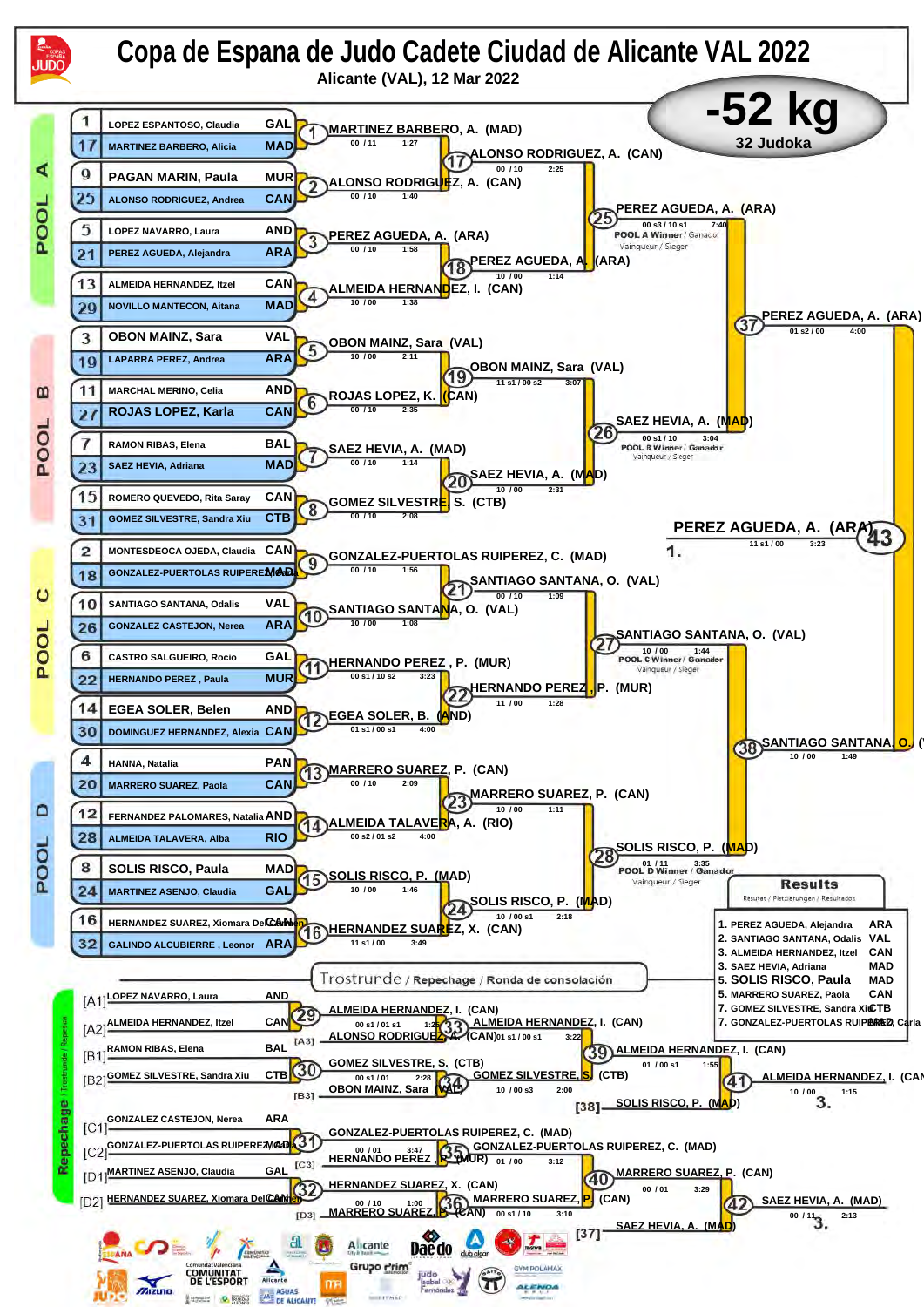# Copa de Espana de Judo Cadete Ciudad de Alicante VAL 2022

Alicante (VAL), 12 Mar 2022

## -52 kg

32 Judoka

### POOL A

| Seed | Name | Club |
|---|---|---|
| 1 | LOPEZ ESPANTOSO, Claudia | GAL |
| 17 | MARTINEZ BARBERO, Alicia | MAD |
| 9 | PAGAN MARIN, Paula | MUR |
| 25 | ALONSO RODRIGUEZ, Andrea | CAN |
| 5 | LOPEZ NAVARRO, Laura | AND |
| 21 | PEREZ AGUEDA, Alejandra | ARA |
| 13 | ALMEIDA HERNANDEZ, Itzel | CAN |
| 29 | NOVILLO MANTECON, Aitana | MAD |

- 1: MARTINEZ BARBERO, A. (MAD) — 00 / 11 — 1:27
- 2: ALONSO RODRIGUEZ, A. (CAN) — 00 / 10 — 1:40
- 3: PEREZ AGUEDA, A. (ARA) — 00 / 10 — 1:58
- 4: ALMEIDA HERNANDEZ, I. (CAN) — 10 / 00 — 1:38
- 17: ALONSO RODRIGUEZ, A. (CAN) — 00 / 10 — 2:25
- 18: PEREZ AGUEDA, A. (ARA) — 10 / 00 — 1:14
- 25: PEREZ AGUEDA, A. (ARA) — 00 s3 / 10 s1 — 7:40 — POOL A Winner / Ganador / Vainqueur / Sieger

### POOL B

| Seed | Name | Club |
|---|---|---|
| 3 | OBON MAINZ, Sara | VAL |
| 19 | LAPARRA PEREZ, Andrea | ARA |
| 11 | MARCHAL MERINO, Celia | AND |
| 27 | ROJAS LOPEZ, Karla | CAN |
| 7 | RAMON RIBAS, Elena | BAL |
| 23 | SAEZ HEVIA, Adriana | MAD |
| 15 | ROMERO QUEVEDO, Rita Saray | CAN |
| 31 | GOMEZ SILVESTRE, Sandra Xiu | CTB |

- 5: OBON MAINZ, Sara (VAL) — 10 / 00 — 2:11
- 6: ROJAS LOPEZ, K. (CAN) — 00 / 10 — 2:35
- 7: SAEZ HEVIA, A. (MAD) — 00 / 10 — 1:14
- 8: GOMEZ SILVESTRE, S. (CTB) — 00 / 10 — 2:08
- 19: OBON MAINZ, Sara (VAL) — 11 s1 / 00 s2 — 3:07
- 20: SAEZ HEVIA, A. (MAD) — 10 / 00 — 2:31
- 26: SAEZ HEVIA, A. (MAD) — 00 s1 / 10 — 3:04 — POOL B Winner / Ganador / Vainqueur / Sieger

### POOL C

| Seed | Name | Club |
|---|---|---|
| 2 | MONTESDEOCA OJEDA, Claudia | CAN |
| 18 | GONZALEZ-PUERTOLAS RUIPEREZ, C. | MAD |
| 10 | SANTIAGO SANTANA, Odalis | VAL |
| 26 | GONZALEZ CASTEJON, Nerea | ARA |
| 6 | CASTRO SALGUEIRO, Rocio | GAL |
| 22 | HERNANDO PEREZ, Paula | MUR |
| 14 | EGEA SOLER, Belen | AND |
| 30 | DOMINGUEZ HERNANDEZ, Alexia | CAN |

- 9: GONZALEZ-PUERTOLAS RUIPEREZ, C. (MAD) — 00 / 10 — 1:56
- 10: SANTIAGO SANTANA, O. (VAL) — 10 / 00 — 1:08
- 11: HERNANDO PEREZ, P. (MUR) — 00 s1 / 10 s2 — 3:23
- 12: EGEA SOLER, B. (AND) — 01 s1 / 00 s1 — 4:00
- 21: SANTIAGO SANTANA, O. (VAL) — 00 / 10 — 1:09
- 22: HERNANDO PEREZ, P. (MUR) — 11 / 00 — 1:28
- 27: SANTIAGO SANTANA, O. (VAL) — 10 / 00 — 1:44 — POOL C Winner / Ganador / Vainqueur / Sieger

### POOL D

| Seed | Name | Club |
|---|---|---|
| 4 | HANNA, Natalia | PAN |
| 20 | MARRERO SUAREZ, Paola | CAN |
| 12 | FERNANDEZ PALOMARES, Natalia | AND |
| 28 | ALMEIDA TALAVERA, Alba | RIO |
| 8 | SOLIS RISCO, Paula | MAD |
| 24 | MARTINEZ ASENJO, Claudia | GAL |
| 16 | HERNANDEZ SUAREZ, Xiomara Del Carmen | CAN |
| 32 | GALINDO ALCUBIERRE, Leonor | ARA |

- 13: MARRERO SUAREZ, P. (CAN) — 00 / 10 — 2:09
- 14: ALMEIDA TALAVERA, A. (RIO) — 00 s2 / 01 s2 — 4:00
- 15: SOLIS RISCO, P. (MAD) — 10 / 00 — 1:46
- 16: HERNANDEZ SUAREZ, X. (CAN) — 11 s1 / 00 — 3:49
- 23: MARRERO SUAREZ, P. (CAN) — 10 / 00 — 1:11
- 24: SOLIS RISCO, P. (MAD) — 10 / 00 s1 — 2:18
- 28: SOLIS RISCO, P. (MAD) — 01 / 11 — 3:35 — POOL D Winner / Ganador / Vainqueur / Sieger

### Semifinals and Final

- 37: PEREZ AGUEDA, A. (ARA) — 01 s2 / 00 — 4:00
- 38: SANTIAGO SANTANA, O. (VAL) — 10 / 00 — 1:49
- 43: PEREZ AGUEDA, A. (ARA) — 11 s1 / 00 — 3:23 — 1.

### Trostrunde / Repechage / Ronda de consolación

- [A1] LOPEZ NAVARRO, Laura (AND)
- [A2] ALMEIDA HERNANDEZ, Itzel (CAN)
- [B1] RAMON RIBAS, Elena (BAL)
- [B2] GOMEZ SILVESTRE, Sandra Xiu (CTB)
- [C1] GONZALEZ CASTEJON, Nerea (ARA)
- [C2] GONZALEZ-PUERTOLAS RUIPEREZ, C. (MAD)
- [D1] MARTINEZ ASENJO, Claudia (GAL)
- [D2] HERNANDEZ SUAREZ, Xiomara Del Carmen (CAN)

- 29: ALMEIDA HERNANDEZ, I. (CAN) — 00 s1 / 01 s1 — 1:28
- 33: ALMEIDA HERNANDEZ, I. (CAN) — 01 s1 / 00 s1 — 3:22 (vs. [A3] ALONSO RODRIGUEZ, A. (CAN))
- 30: GOMEZ SILVESTRE, S. (CTB) — 00 s1 / 01 — 2:28
- 34: GOMEZ SILVESTRE, S. (CTB) — 10 / 00 s3 — 2:00 (vs. [B3] OBON MAINZ, Sara (VAL))
- 39: ALMEIDA HERNANDEZ, I. (CAN) — 01 / 00 s1 — 1:55
- 41: ALMEIDA HERNANDEZ, I. (CAN) — 10 / 00 — 1:15 (vs. [38] SOLIS RISCO, P. (MAD)) — 3.
- 31: GONZALEZ-PUERTOLAS RUIPEREZ, C. (MAD) — 00 / 01 — 3:47
- 35: GONZALEZ-PUERTOLAS RUIPEREZ, C. (MAD) — 01 / 00 — 3:12 (vs. [C3] HERNANDO PEREZ, P. (MUR))
- 32: HERNANDEZ SUAREZ, X. (CAN) — 00 / 10 — 1:00
- 36: MARRERO SUAREZ, P. (CAN) — 00 s1 / 10 — 3:10 (vs. [D3] MARRERO SUAREZ, P. (CAN))
- 40: MARRERO SUAREZ, P. (CAN) — 00 / 01 — 3:29
- 42: SAEZ HEVIA, A. (MAD) — 00 / 11 — 2:13 (vs. [37] SAEZ HEVIA, A. (MAD)) — 3.

### Results

Resultat / Platzierungen / Resultados

| Place | Name | Club |
|---|---|---|
| 1. | PEREZ AGUEDA, Alejandra | ARA |
| 2. | SANTIAGO SANTANA, Odalis | VAL |
| 3. | ALMEIDA HERNANDEZ, Itzel | CAN |
| 3. | SAEZ HEVIA, Adriana | MAD |
| 5. | SOLIS RISCO, Paula | MAD |
| 5. | MARRERO SUAREZ, Paola | CAN |
| 7. | GOMEZ SILVESTRE, Sandra Xiu | CTB |
| 7. | GONZALEZ-PUERTOLAS RUIPEREZ, Carla | MAD |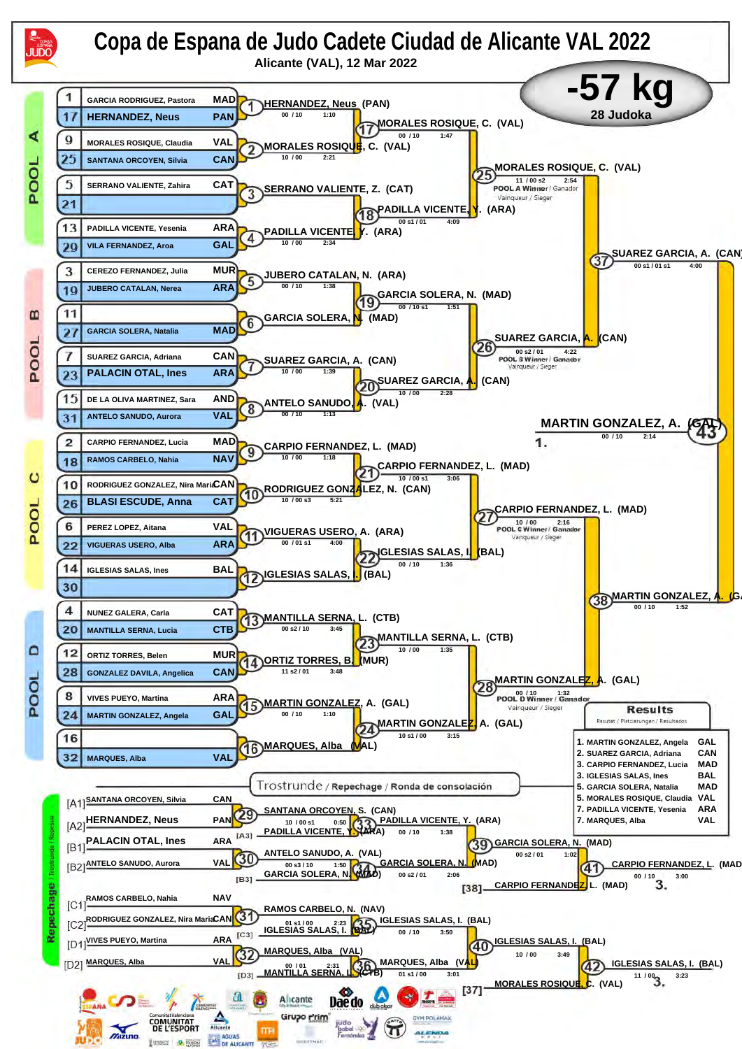# Copa de Espana de Judo Cadete Ciudad de Alicante VAL 2022

Alicante (VAL), 12 Mar 2022

## -57 kg

28 Judoka

### POOL A

| Seed | Name | Team |
|---|---|---|
| 1 | GARCIA RODRIGUEZ, Pastora | MAD |
| 17 | HERNANDEZ, Neus | PAN |
| 9 | MORALES ROSIQUE, Claudia | VAL |
| 25 | SANTANA ORCOYEN, Silvia | CAN |
| 5 | SERRANO VALIENTE, Zahira | CAT |
| 21 | | |
| 13 | PADILLA VICENTE, Yesenia | ARA |
| 29 | VILA FERNANDEZ, Aroa | GAL |

- (1) HERNANDEZ, Neus (PAN) 00 / 10 1:10
- (2) MORALES ROSIQUE, C. (VAL) 10 / 00 2:21
- (3) SERRANO VALIENTE, Z. (CAT)
- (4) PADILLA VICENTE, Y. (ARA) 10 / 00 2:34
- (17) MORALES ROSIQUE, C. (VAL) 00 / 10 1:47
- (18) PADILLA VICENTE, Y. (ARA) 00 s1 / 01 4:09
- (25) MORALES ROSIQUE, C. (VAL) 11 / 00 s2 2:54 — POOL A Winner / Ganador / Vainqueur / Sieger

### POOL B

| Seed | Name | Team |
|---|---|---|
| 3 | CEREZO FERNANDEZ, Julia | MUR |
| 19 | JUBERO CATALAN, Nerea | ARA |
| 11 | | |
| 27 | GARCIA SOLERA, Natalia | MAD |
| 7 | SUAREZ GARCIA, Adriana | CAN |
| 23 | PALACIN OTAL, Ines | ARA |
| 15 | DE LA OLIVA MARTINEZ, Sara | AND |
| 31 | ANTELO SANUDO, Aurora | VAL |

- (5) JUBERO CATALAN, N. (ARA) 00 / 10 1:38
- (6) GARCIA SOLERA, N. (MAD)
- (7) SUAREZ GARCIA, A. (CAN) 10 / 00 1:39
- (8) ANTELO SANUDO, A. (VAL) 00 / 10 1:13
- (19) GARCIA SOLERA, N. (MAD) 00 / 10 s1 1:51
- (20) SUAREZ GARCIA, A. (CAN) 10 / 00 2:28
- (26) SUAREZ GARCIA, A. (CAN) 00 s2 / 01 4:22 — POOL B Winner / Ganador / Vainqueur / Sieger

### POOL C

| Seed | Name | Team |
|---|---|---|
| 2 | CARPIO FERNANDEZ, Lucia | MAD |
| 18 | RAMOS CARBELO, Nahia | NAV |
| 10 | RODRIGUEZ GONZALEZ, Nira Maria | CAN |
| 26 | BLASI ESCUDE, Anna | CAT |
| 6 | PEREZ LOPEZ, Aitana | VAL |
| 22 | VIGUERAS USERO, Alba | ARA |
| 14 | IGLESIAS SALAS, Ines | BAL |
| 30 | | |

- (9) CARPIO FERNANDEZ, L. (MAD) 10 / 00 1:18
- (10) RODRIGUEZ GONZALEZ, N. (CAN) 10 / 00 s3 5:21
- (11) VIGUERAS USERO, A. (ARA) 00 / 01 s1 4:00
- (12) IGLESIAS SALAS, I. (BAL)
- (21) CARPIO FERNANDEZ, L. (MAD) 10 / 00 s1 3:06
- (22) IGLESIAS SALAS, I. (BAL) 00 / 10 1:36
- (27) CARPIO FERNANDEZ, L. (MAD) 10 / 00 2:16 — POOL C Winner / Ganador / Vainqueur / Sieger

### POOL D

| Seed | Name | Team |
|---|---|---|
| 4 | NUNEZ GALERA, Carla | CAT |
| 20 | MANTILLA SERNA, Lucia | CTB |
| 12 | ORTIZ TORRES, Belen | MUR |
| 28 | GONZALEZ DAVILA, Angelica | CAN |
| 8 | VIVES PUEYO, Martina | ARA |
| 24 | MARTIN GONZALEZ, Angela | GAL |
| 16 | | |
| 32 | MARQUES, Alba | VAL |

- (13) MANTILLA SERNA, L. (CTB) 00 s2 / 10 3:45
- (14) ORTIZ TORRES, B. (MUR) 11 s2 / 01 3:48
- (15) MARTIN GONZALEZ, A. (GAL) 00 / 10 1:10
- (16) MARQUES, Alba (VAL)
- (23) MANTILLA SERNA, L. (CTB) 10 / 00 1:35
- (24) MARTIN GONZALEZ, A. (GAL) 10 s1 / 00 3:15
- (28) MARTIN GONZALEZ, A. (GAL) 00 / 10 1:32 — POOL D Winner / Ganador / Vainqueur / Sieger

### Semi-finals and Final

- (37) SUAREZ GARCIA, A. (CAN) 00 s1 / 01 s1 4:00
- (38) MARTIN GONZALEZ, A. (GAL) 00 / 10 1:52
- (43) MARTIN GONZALEZ, A. (GAL) 00 / 10 2:14 — 1.

### Trostrunde / Repechage / Ronda de consolación

| Pos | Name | Team |
|---|---|---|
| [A1] | SANTANA ORCOYEN, Silvia | CAN |
| [A2] | HERNANDEZ, Neus | PAN |
| [B1] | PALACIN OTAL, Ines | ARA |
| [B2] | ANTELO SANUDO, Aurora | VAL |
| [C1] | RAMOS CARBELO, Nahia | NAV |
| [C2] | RODRIGUEZ GONZALEZ, Nira Maria | CAN |
| [D1] | VIVES PUEYO, Martina | ARA |
| [D2] | MARQUES, Alba | VAL |

- (29) SANTANA ORCOYEN, S. (CAN) 10 / 00 s1 0:50
- (30) ANTELO SANUDO, A. (VAL) 00 s3 / 10 1:50
- (31) RAMOS CARBELO, N. (NAV) 01 s1 / 00 2:23
- (32) MARQUES, Alba (VAL) 00 / 01 2:31
- (33) PADILLA VICENTE, Y. (ARA) 00 / 10 1:38 — vs [A3] PADILLA VICENTE, Y. (ARA)
- (34) GARCIA SOLERA, N. (MAD) 00 s2 / 01 2:06 — vs [B3] GARCIA SOLERA, N. (MAD)
- (35) IGLESIAS SALAS, I. (BAL) 00 / 10 3:50 — vs [C3] IGLESIAS SALAS, I. (BAL)
- (36) MARQUES, Alba (VAL) 01 s1 / 00 3:01 — vs [D3] MANTILLA SERNA, L. (CTB)
- (39) GARCIA SOLERA, N. (MAD) 00 s2 / 01 1:02
- (40) IGLESIAS SALAS, I. (BAL) 10 / 00 3:49
- (41) CARPIO FERNANDEZ, L. (MAD) 00 / 10 3:00 — vs [38] CARPIO FERNANDEZ, L. (MAD) — 3.
- (42) IGLESIAS SALAS, I. (BAL) 11 / 00 3:23 — vs [37] MORALES ROSIQUE, C. (VAL) — 3.

### Results

Resultat / Platzierungen / Resultados

| Place | Name | Team |
|---|---|---|
| 1. | MARTIN GONZALEZ, Angela | GAL |
| 2. | SUAREZ GARCIA, Adriana | CAN |
| 3. | CARPIO FERNANDEZ, Lucia | MAD |
| 3. | IGLESIAS SALAS, Ines | BAL |
| 5. | GARCIA SOLERA, Natalia | MAD |
| 5. | MORALES ROSIQUE, Claudia | VAL |
| 7. | PADILLA VICENTE, Yesenia | ARA |
| 7. | MARQUES, Alba | VAL |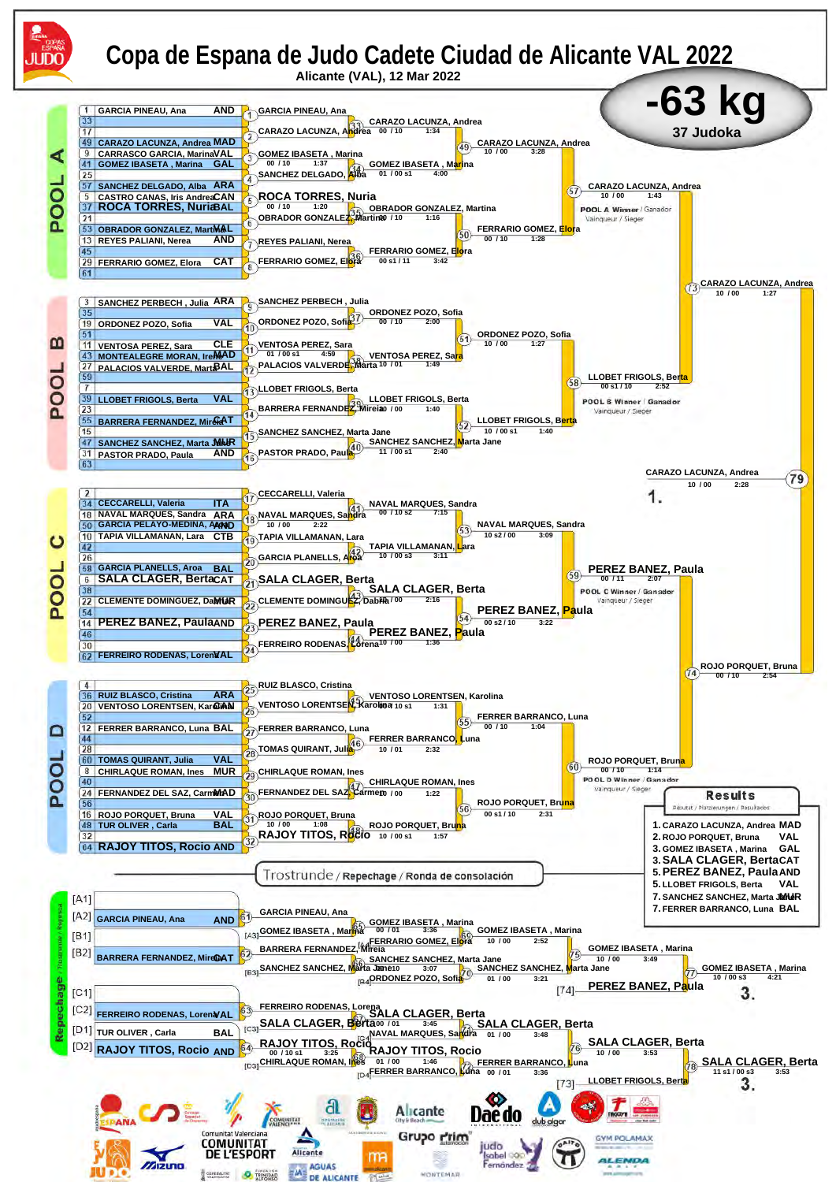# Copa de Espana de Judo Cadete Ciudad de Alicante VAL 2022

Alicante (VAL), 12 Mar 2022

## -63 kg

37 Judoka

### POOL A

| # | Name | Club |
|---|---|---|
| 1 | GARCIA PINEAU, Ana | AND |
| 33 | | |
| 17 | | |
| 49 | CARAZO LACUNZA, Andrea | MAD |
| 9 | CARRASCO GARCIA, Marina | VAL |
| 41 | GOMEZ IBASETA , Marina | GAL |
| 25 | | |
| 57 | SANCHEZ DELGADO, Alba | ARA |
| 5 | CASTRO CANAS, Iris Andrea | CAN |
| 37 | ROCA TORRES, Nuria | BAL |
| 21 | | |
| 53 | OBRADOR GONZALEZ, Martina | BAL |
| 13 | REYES PALIANI, Nerea | AND |
| 45 | | |
| 29 | FERRARIO GOMEZ, Elora | CAT |
| 61 | | |

- (1) GARCIA PINEAU, Ana
- (2) CARAZO LACUNZA, Andrea
- (3) GOMEZ IBASETA , Marina — 00 / 10 — 1:37
- (4) SANCHEZ DELGADO, Alba
- (5) ROCA TORRES, Nuria
- (6) OBRADOR GONZALEZ, Martina — 00 / 10 — 1:20
- (7) REYES PALIANI, Nerea
- (8) FERRARIO GOMEZ, Elora
- (33) CARAZO LACUNZA, Andrea — 00 / 10 — 1:34
- (34) GOMEZ IBASETA , Marina — 01 / 00 s1 — 4:00
- (35) OBRADOR GONZALEZ, Martina — 00 / 10 — 1:16
- (36) FERRARIO GOMEZ, Elora — 00 s1 / 11 — 3:42
- (49) CARAZO LACUNZA, Andrea — 10 / 00 — 3:28
- (50) FERRARIO GOMEZ, Elora — 00 / 10 — 1:28
- (57) CARAZO LACUNZA, Andrea — 10 / 00 — 1:43

POOL A Winner / Ganador / Vainqueur / Sieger

### POOL B

| # | Name | Club |
|---|---|---|
| 3 | SANCHEZ PERBECH , Julia | ARA |
| 35 | | |
| 19 | ORDONEZ POZO, Sofia | VAL |
| 51 | | |
| 11 | VENTOSA PEREZ, Sara | CLE |
| 43 | MONTEALEGRE MORAN, Irene | MAD |
| 27 | PALACIOS VALVERDE, Marta | BAL |
| 59 | | |
| 7 | | |
| 39 | LLOBET FRIGOLS, Berta | VAL |
| 23 | | |
| 55 | BARRERA FERNANDEZ, Mireia | CAT |
| 15 | | |
| 47 | SANCHEZ SANCHEZ, Marta Jane | MUR |
| 31 | PASTOR PRADO, Paula | AND |
| 63 | | |

- (9) SANCHEZ PERBECH , Julia
- (10) ORDONEZ POZO, Sofia
- (11) VENTOSA PEREZ, Sara — 01 / 00 s1 — 4:59
- (12) PALACIOS VALVERDE, Marta
- (13) LLOBET FRIGOLS, Berta
- (14) BARRERA FERNANDEZ, Mireia
- (15) SANCHEZ SANCHEZ, Marta Jane
- (16) PASTOR PRADO, Paula
- (37) ORDONEZ POZO, Sofia — 00 / 10 — 2:00
- (38) VENTOSA PEREZ, Sara — 10 / 01 — 1:49
- (39) LLOBET FRIGOLS, Berta — 10 / 00 — 1:40
- (40) SANCHEZ SANCHEZ, Marta Jane — 11 / 00 s1 — 2:40
- (51) ORDONEZ POZO, Sofia — 10 / 00 — 1:27
- (52) LLOBET FRIGOLS, Berta — 10 / 00 s1 — 1:40
- (58) LLOBET FRIGOLS, Berta — 00 s1 / 10 — 2:52

POOL B Winner / Ganador / Vainqueur / Sieger

- (73) CARAZO LACUNZA, Andrea — 10 / 00 — 1:27

### Final

- (79) CARAZO LACUNZA, Andrea — 10 / 00 — 2:28 — **1.**

### POOL C

| # | Name | Club |
|---|---|---|
| 2 | | |
| 34 | CECCARELLI, Valeria | ITA |
| 18 | NAVAL MARQUES, Sandra | ARA |
| 50 | GARCIA PELAYO-MEDINA, Aroa | AND |
| 10 | TAPIA VILLAMANAN, Lara | CTB |
| 42 | | |
| 26 | | |
| 58 | GARCIA PLANELLS, Aroa | BAL |
| 6 | SALA CLAGER, Berta | CAT |
| 38 | | |
| 22 | CLEMENTE DOMINGUEZ, Dabna | MUR |
| 54 | | |
| 14 | PEREZ BANEZ, Paula | AND |
| 46 | | |
| 30 | | |
| 62 | FERREIRO RODENAS, Lorena | VAL |

- (17) CECCARELLI, Valeria
- (18) NAVAL MARQUES, Sandra — 10 / 00 — 2:22
- (19) TAPIA VILLAMANAN, Lara
- (20) GARCIA PLANELLS, Aroa
- (21) SALA CLAGER, Berta
- (22) CLEMENTE DOMINGUEZ, Dabna
- (23) PEREZ BANEZ, Paula
- (24) FERREIRO RODENAS, Lorena
- (41) NAVAL MARQUES, Sandra — 00 / 10 s2 — 7:15
- (42) TAPIA VILLAMANAN, Lara — 10 / 00 s3 — 3:11
- (43) SALA CLAGER, Berta — 10 / 00 — 2:16
- (44) PEREZ BANEZ, Paula — 10 / 00 — 1:36
- (53) NAVAL MARQUES, Sandra — 10 s2 / 00 — 3:09
- (54) PEREZ BANEZ, Paula — 00 s2 / 10 — 3:22
- (59) PEREZ BANEZ, Paula — 00 / 11 — 2:07

POOL C Winner / Ganador / Vainqueur / Sieger

- (74) ROJO PORQUET, Bruna — 00 / 10 — 2:54

### POOL D

| # | Name | Club |
|---|---|---|
| 4 | | |
| 36 | RUIZ BLASCO, Cristina | ARA |
| 20 | VENTOSO LORENTSEN, Karolina | CAN |
| 52 | | |
| 12 | FERRER BARRANCO, Luna | BAL |
| 44 | | |
| 28 | | |
| 60 | TOMAS QUIRANT, Julia | VAL |
| 8 | CHIRLAQUE ROMAN, Ines | MUR |
| 40 | | |
| 24 | FERNANDEZ DEL SAZ, Carmen | MAD |
| 56 | | |
| 16 | ROJO PORQUET, Bruna | VAL |
| 48 | TUR OLIVER , Carla | BAL |
| 32 | | |
| 64 | RAJOY TITOS, Rocio | AND |

- (25) RUIZ BLASCO, Cristina
- (26) VENTOSO LORENTSEN, Karolina
- (27) FERRER BARRANCO, Luna
- (28) TOMAS QUIRANT, Julia
- (29) CHIRLAQUE ROMAN, Ines
- (30) FERNANDEZ DEL SAZ, Carmen
- (31) ROJO PORQUET, Bruna — 10 / 00 — 1:08
- (32) RAJOY TITOS, Rocio
- (45) VENTOSO LORENTSEN, Karolina — 00 / 10 s1 — 1:31
- (46) FERRER BARRANCO, Luna — 10 / 01 — 2:32
- (47) CHIRLAQUE ROMAN, Ines — 10 / 00 — 1:22
- (48) ROJO PORQUET, Bruna — 10 / 00 s1 — 1:57
- (55) FERRER BARRANCO, Luna — 00 / 10 — 1:04
- (56) ROJO PORQUET, Bruna — 00 s1 / 10 — 2:31
- (60) ROJO PORQUET, Bruna — 00 / 10 — 1:14

POOL D Winner / Ganador / Vainqueur / Sieger

### Results

Résutat / Platzierungen / Resultados

| Place | Name | Club |
|---|---|---|
| 1. | CARAZO LACUNZA, Andrea | MAD |
| 2. | ROJO PORQUET, Bruna | VAL |
| 3. | GOMEZ IBASETA , Marina | GAL |
| 3. | SALA CLAGER, Berta | CAT |
| 5. | PEREZ BANEZ, Paula | AND |
| 5. | LLOBET FRIGOLS, Berta | VAL |
| 7. | SANCHEZ SANCHEZ, Marta Jane | MUR |
| 7. | FERRER BARRANCO, Luna | BAL |

### Trostrunde / Repechage / Ronda de consolación

| Slot | Name | Club |
|---|---|---|
| [A1] | | |
| [A2] | GARCIA PINEAU, Ana | AND |
| [B1] | | |
| [B2] | BARRERA FERNANDEZ, Mireia | CAT |
| [C1] | | |
| [C2] | FERREIRO RODENAS, Lorena | VAL |
| [D1] | TUR OLIVER , Carla | BAL |
| [D2] | RAJOY TITOS, Rocio | AND |

- (61) GARCIA PINEAU, Ana
- (62) BARRERA FERNANDEZ, Mireia
- (63) FERREIRO RODENAS, Lorena
- (64) RAJOY TITOS, Rocio — 00 / 10 s1 — 3:25
- [A3] GOMEZ IBASETA , Marina
- [B3] SANCHEZ SANCHEZ, Marta Jane
- [C3] SALA CLAGER, Berta
- [D3] CHIRLAQUE ROMAN, Ines
- (65) GOMEZ IBASETA , Marina — 00 / 01 — 3:36
- (66) SANCHEZ SANCHEZ, Marta Jane — 10 — 3:07
- (67) SALA CLAGER, Berta — 00 / 01 — 3:45
- (68) RAJOY TITOS, Rocio — 01 / 00 — 1:46
- [A4] FERRARIO GOMEZ, Elora
- [B4] ORDONEZ POZO, Sofia
- [C4] NAVAL MARQUES, Sandra
- [D4] FERRER BARRANCO, Luna
- (69) GOMEZ IBASETA , Marina — 10 / 00 — 2:52
- (70) SANCHEZ SANCHEZ, Marta Jane — 01 / 00 — 3:21
- (71) SALA CLAGER, Berta — 01 / 00 — 3:48
- (72) FERRER BARRANCO, Luna — 00 / 01 — 3:36
- (75) GOMEZ IBASETA , Marina — 10 / 00 — 3:49
- (76) SALA CLAGER, Berta — 10 / 00 — 3:53
- [74] PEREZ BANEZ, Paula
- [73] LLOBET FRIGOLS, Berta
- (77) GOMEZ IBASETA , Marina — 10 / 00 s3 — 4:21 — **3.**
- (78) SALA CLAGER, Berta — 11 s1 / 00 s3 — 3:53 — **3.**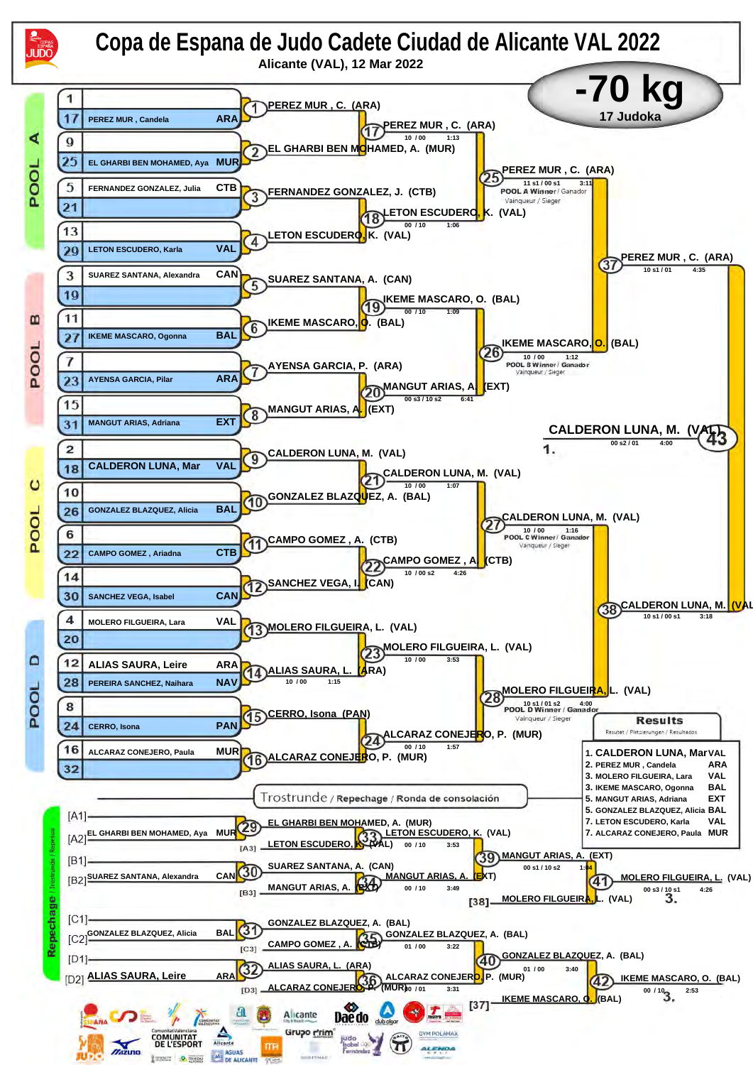# Copa de Espana de Judo Cadete Ciudad de Alicante VAL 2022

Alicante (VAL), 12 Mar 2022

## -70 kg

17 Judoka

### POOL A

| Seed | Name | Club |
|---|---|---|
| 1 | | |
| 17 | PEREZ MUR , Candela | ARA |
| 9 | | |
| 25 | EL GHARBI BEN MOHAMED, Aya | MUR |
| 5 | FERNANDEZ GONZALEZ, Julia | CTB |
| 21 | | |
| 13 | | |
| 29 | LETON ESCUDERO, Karla | VAL |

- 1: PEREZ MUR , C. (ARA)
- 2: EL GHARBI BEN MOHAMED, A. (MUR)
- 3: FERNANDEZ GONZALEZ, J. (CTB)
- 4: LETON ESCUDERO, K. (VAL)
- 17: PEREZ MUR , C. (ARA) — 10 / 00 — 1:13
- 18: LETON ESCUDERO, K. (VAL) — 00 / 10 — 1:06
- 25: PEREZ MUR , C. (ARA) — 11 s1 / 00 s1 — 3:11 — POOL A Winner / Ganador / Vainqueur / Sieger

### POOL B

| Seed | Name | Club |
|---|---|---|
| 3 | SUAREZ SANTANA, Alexandra | CAN |
| 19 | | |
| 11 | | |
| 27 | IKEME MASCARO, Ogonna | BAL |
| 7 | | |
| 23 | AYENSA GARCIA, Pilar | ARA |
| 15 | | |
| 31 | MANGUT ARIAS, Adriana | EXT |

- 5: SUAREZ SANTANA, A. (CAN)
- 6: IKEME MASCARO, O. (BAL)
- 7: AYENSA GARCIA, P. (ARA)
- 8: MANGUT ARIAS, A. (EXT)
- 19: IKEME MASCARO, O. (BAL) — 00 / 10 — 1:09
- 20: MANGUT ARIAS, A. (EXT) — 00 s3 / 10 s2 — 6:41
- 26: IKEME MASCARO, O. (BAL) — 10 / 00 — 1:12 — POOL B Winner / Ganador / Vainqueur / Sieger
- 37: PEREZ MUR , C. (ARA) — 10 s1 / 01 — 4:35

### POOL C

| Seed | Name | Club |
|---|---|---|
| 2 | | |
| 18 | CALDERON LUNA, Mar | VAL |
| 10 | | |
| 26 | GONZALEZ BLAZQUEZ, Alicia | BAL |
| 6 | | |
| 22 | CAMPO GOMEZ , Ariadna | CTB |
| 14 | | |
| 30 | SANCHEZ VEGA, Isabel | CAN |

- 9: CALDERON LUNA, M. (VAL)
- 10: GONZALEZ BLAZQUEZ, A. (BAL)
- 11: CAMPO GOMEZ , A. (CTB)
- 12: SANCHEZ VEGA, I. (CAN)
- 21: CALDERON LUNA, M. (VAL) — 10 / 00 — 1:07
- 22: CAMPO GOMEZ , A. (CTB) — 10 / 00 s2 — 4:26
- 27: CALDERON LUNA, M. (VAL) — 10 / 00 — 1:16 — POOL C Winner / Ganador / Vainqueur / Sieger

### POOL D

| Seed | Name | Club |
|---|---|---|
| 4 | MOLERO FILGUEIRA, Lara | VAL |
| 20 | | |
| 12 | ALIAS SAURA, Leire | ARA |
| 28 | PEREIRA SANCHEZ, Naihara | NAV |
| 8 | | |
| 24 | CERRO, Isona | PAN |
| 16 | ALCARAZ CONEJERO, Paula | MUR |
| 32 | | |

- 13: MOLERO FILGUEIRA, L. (VAL)
- 14: ALIAS SAURA, L. (ARA) — 10 / 00 — 1:15
- 15: CERRO, Isona (PAN)
- 16: ALCARAZ CONEJERO, P. (MUR)
- 23: MOLERO FILGUEIRA, L. (VAL) — 10 / 00 — 3:53
- 24: ALCARAZ CONEJERO, P. (MUR) — 00 / 10 — 1:57
- 28: MOLERO FILGUEIRA, L. (VAL) — 10 s1 / 01 s2 — 4:00 — POOL D Winner / Ganador / Vainqueur / Sieger
- 38: CALDERON LUNA, M. (VAL) — 10 s1 / 00 s1 — 3:18

### Final

- 43: CALDERON LUNA, M. (VAL) — 00 s2 / 01 — 4:00 — 1.

### Trostrunde / Repechage / Ronda de consolación

- [A1]
- [A2] EL GHARBI BEN MOHAMED, Aya — MUR
- 29: EL GHARBI BEN MOHAMED, A. (MUR)
- [A3] LETON ESCUDERO, K. (VAL)
- 33: LETON ESCUDERO, K. (VAL) — 00 / 10 — 3:53
- [B1]
- [B2] SUAREZ SANTANA, Alexandra — CAN
- 30: SUAREZ SANTANA, A. (CAN)
- [B3] MANGUT ARIAS, A. (EXT)
- 34: MANGUT ARIAS, A. (EXT) — 00 / 10 — 3:49
- 39: MANGUT ARIAS, A. (EXT) — 00 s1 / 10 s2 — 1:04
- [38] MOLERO FILGUEIRA, L. (VAL)
- 41: MOLERO FILGUEIRA, L. (VAL) — 00 s3 / 10 s1 — 4:26 — 3.
- [C1]
- [C2] GONZALEZ BLAZQUEZ, Alicia — BAL
- 31: GONZALEZ BLAZQUEZ, A. (BAL)
- [C3] CAMPO GOMEZ , A. (CTB)
- 35: GONZALEZ BLAZQUEZ, A. (BAL) — 01 / 00 — 3:22
- [D1]
- [D2] ALIAS SAURA, Leire — ARA
- 32: ALIAS SAURA, L. (ARA)
- [D3] ALCARAZ CONEJERO, P. (MUR)
- 36: ALCARAZ CONEJERO, P. (MUR) — 00 / 01 — 3:31
- 40: GONZALEZ BLAZQUEZ, A. (BAL) — 01 / 00 — 3:40
- [37] IKEME MASCARO, O. (BAL)
- 42: IKEME MASCARO, O. (BAL) — 00 / 10 — 2:53 — 3.

### Results

Resultat / Platzierungen / Resultados

| Place | Name | Club |
|---|---|---|
| 1. | CALDERON LUNA, Mar | VAL |
| 2. | PEREZ MUR , Candela | ARA |
| 3. | MOLERO FILGUEIRA, Lara | VAL |
| 3. | IKEME MASCARO, Ogonna | BAL |
| 5. | MANGUT ARIAS, Adriana | EXT |
| 5. | GONZALEZ BLAZQUEZ, Alicia | BAL |
| 7. | LETON ESCUDERO, Karla | VAL |
| 7. | ALCARAZ CONEJERO, Paula | MUR |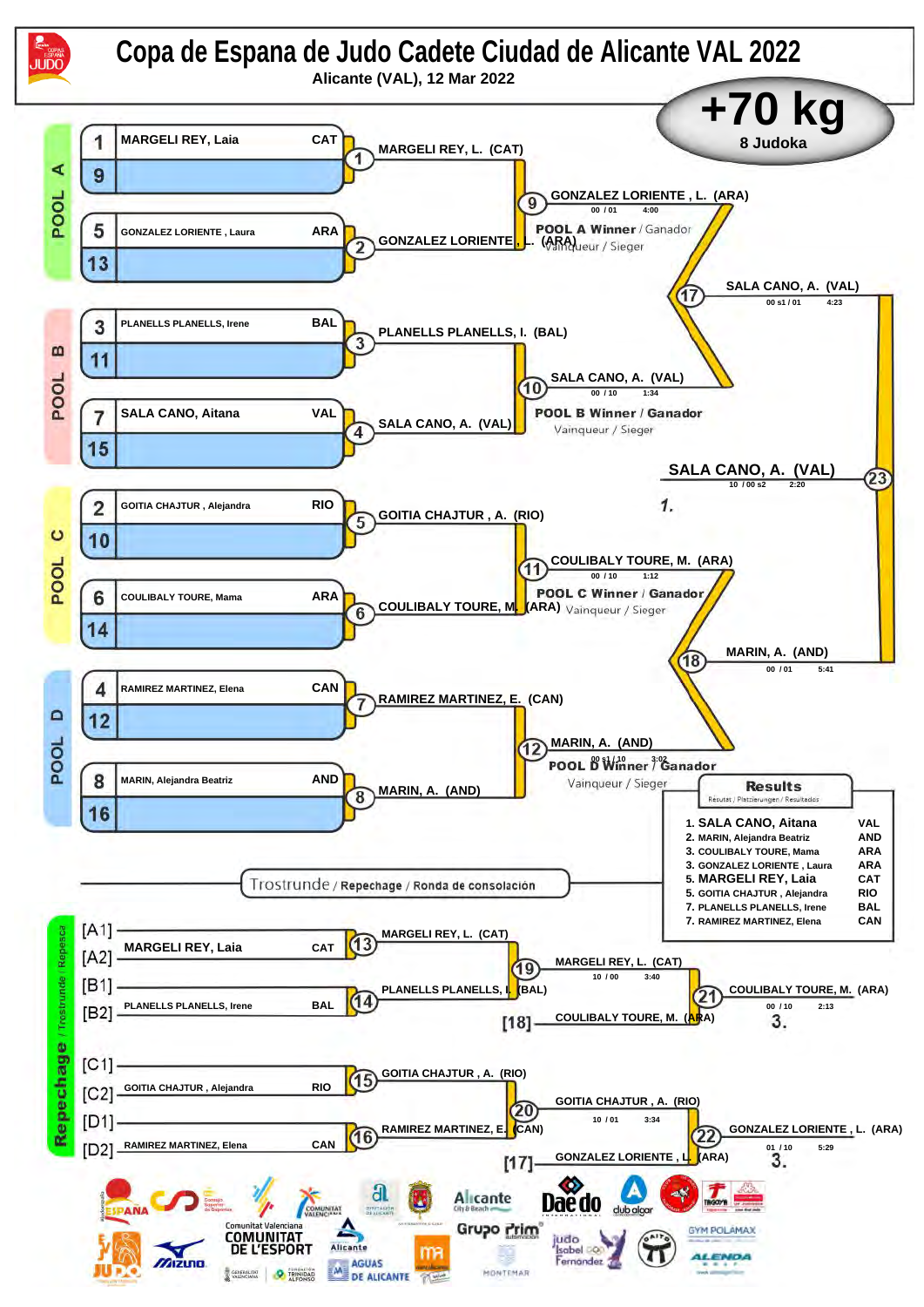# Copa de Espana de Judo Cadete Ciudad de Alicante VAL 2022

Alicante (VAL), 12 Mar 2022

## +70 kg

8 Judoka

### POOL A

1 MARGELI REY, Laia CAT
9
5 GONZALEZ LORIENTE , Laura ARA
13

(1) MARGELI REY, L. (CAT)
(2) GONZALEZ LORIENTE , L. (ARA)
(9) GONZALEZ LORIENTE , L. (ARA) 00 / 01 4:00
POOL A Winner / Ganador / Vainqueur / Sieger

### POOL B

3 PLANELLS PLANELLS, Irene BAL
11
7 SALA CANO, Aitana VAL
15

(3) PLANELLS PLANELLS, I. (BAL)
(4) SALA CANO, A. (VAL)
(10) SALA CANO, A. (VAL) 00 / 10 1:34
POOL B Winner / Ganador / Vainqueur / Sieger

(17) SALA CANO, A. (VAL) 00 s1 / 01 4:23

### POOL C

2 GOITIA CHAJTUR , Alejandra RIO
10
6 COULIBALY TOURE, Mama ARA
14

(5) GOITIA CHAJTUR , A. (RIO)
(6) COULIBALY TOURE, M. (ARA)
(11) COULIBALY TOURE, M. (ARA) 00 / 10 1:12
POOL C Winner / Ganador / Vainqueur / Sieger

### POOL D

4 RAMIREZ MARTINEZ, Elena CAN
12
8 MARIN, Alejandra Beatriz AND
16

(7) RAMIREZ MARTINEZ, E. (CAN)
(8) MARIN, A. (AND)
(12) MARIN, A. (AND) 00 s1 / 10 3:02
POOL D Winner / Ganador / Vainqueur / Sieger

(18) MARIN, A. (AND) 00 / 01 5:41

(23) SALA CANO, A. (VAL) 10 / 00 s2 2:20
1.

## Results

Resutat / Platzierungen / Resultados

| | | |
|---|---|---|
| 1. | SALA CANO, Aitana | VAL |
| 2. | MARIN, Alejandra Beatriz | AND |
| 3. | COULIBALY TOURE, Mama | ARA |
| 3. | GONZALEZ LORIENTE , Laura | ARA |
| 5. | MARGELI REY, Laia | CAT |
| 5. | GOITIA CHAJTUR , Alejandra | RIO |
| 7. | PLANELLS PLANELLS, Irene | BAL |
| 7. | RAMIREZ MARTINEZ, Elena | CAN |

## Trostrunde / Repechage / Ronda de consolación

Repechage / Trostrunde / Repesca

[A1]
[A2] MARGELI REY, Laia CAT
[B1]
[B2] PLANELLS PLANELLS, Irene BAL

(13) MARGELI REY, L. (CAT)
(14) PLANELLS PLANELLS, I. (BAL)
(19) MARGELI REY, L. (CAT) 10 / 00 3:40
[18] COULIBALY TOURE, M. (ARA)
(21) COULIBALY TOURE, M. (ARA) 00 / 10 2:13
3.

[C1]
[C2] GOITIA CHAJTUR , Alejandra RIO
[D1]
[D2] RAMIREZ MARTINEZ, Elena CAN

(15) GOITIA CHAJTUR , A. (RIO)
(16) RAMIREZ MARTINEZ, E. (CAN)
(20) GOITIA CHAJTUR , A. (RIO) 10 / 01 3:34
[17] GONZALEZ LORIENTE , L. (ARA)
(22) GONZALEZ LORIENTE , L. (ARA) 01 / 10 5:29
3.